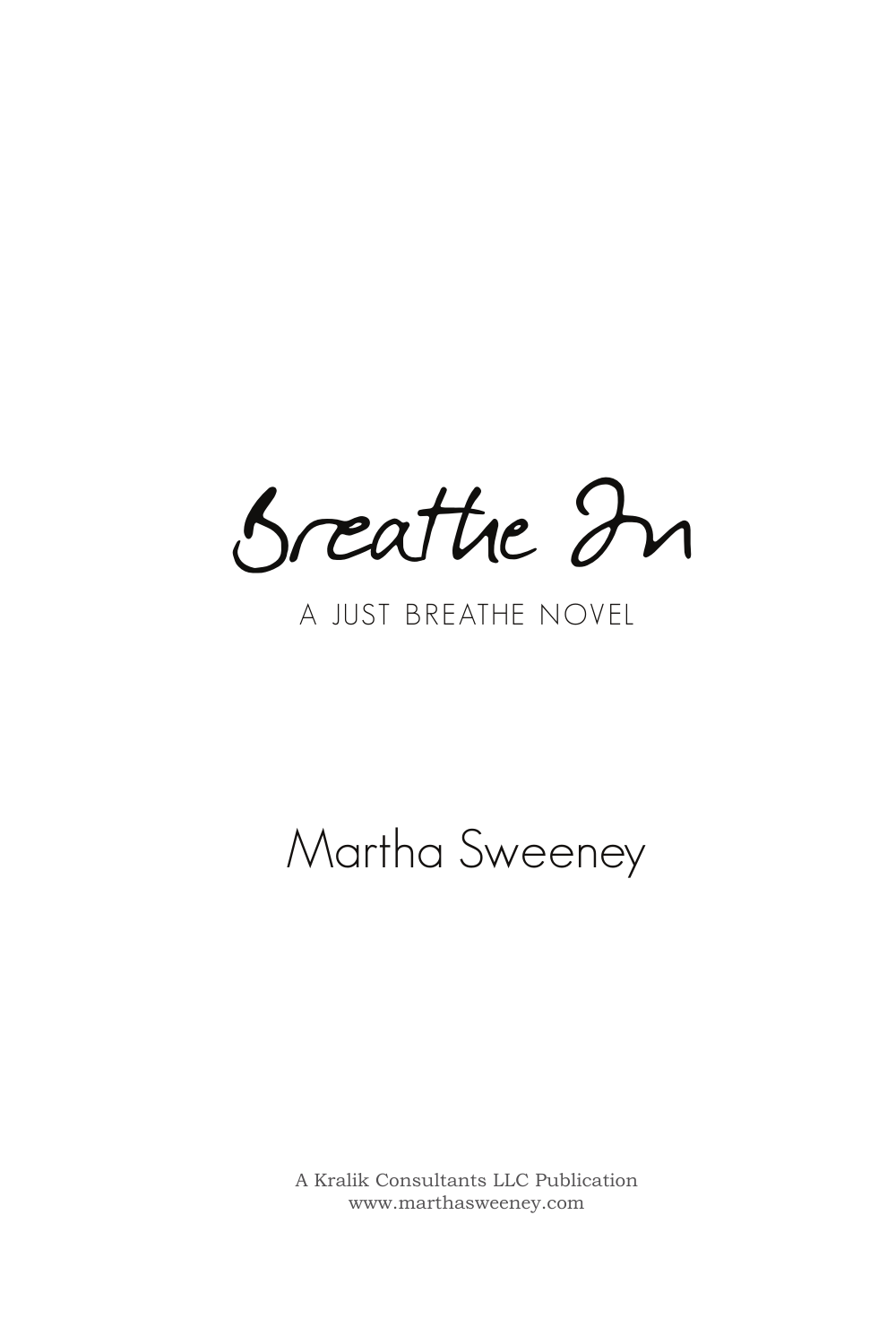# Breathe In

A JUST BREATHE NOVEL

## Martha Sweeney

A Kralik Consultants LLC Publication
www.marthasweeney.com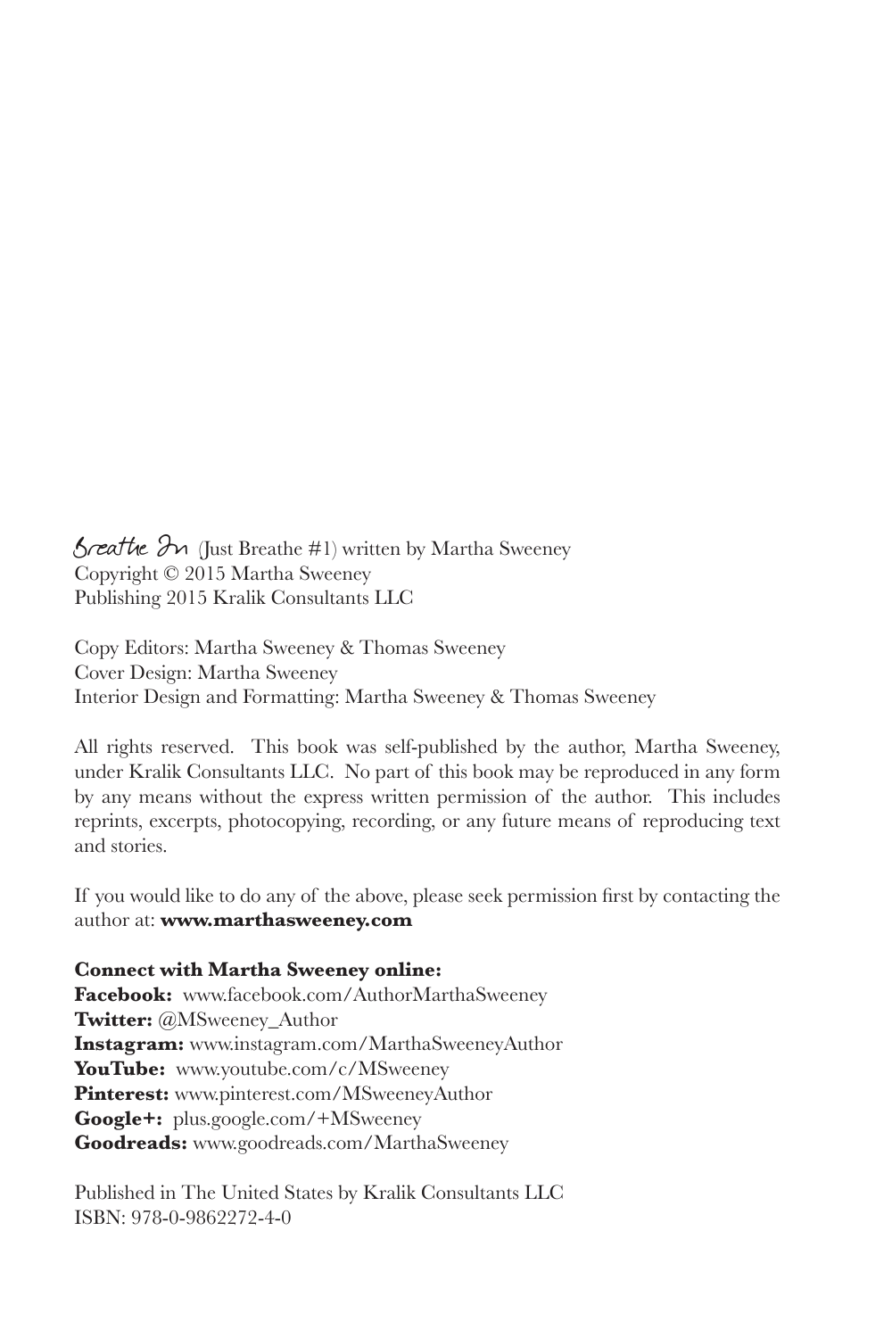*Breathe In* (Just Breathe #1) written by Martha Sweeney
Copyright © 2015 Martha Sweeney
Publishing 2015 Kralik Consultants LLC

Copy Editors: Martha Sweeney & Thomas Sweeney
Cover Design: Martha Sweeney
Interior Design and Formatting: Martha Sweeney & Thomas Sweeney

All rights reserved. This book was self-published by the author, Martha Sweeney, under Kralik Consultants LLC. No part of this book may be reproduced in any form by any means without the express written permission of the author. This includes reprints, excerpts, photocopying, recording, or any future means of reproducing text and stories.

If you would like to do any of the above, please seek permission first by contacting the author at: **www.marthasweeney.com**

**Connect with Martha Sweeney online:**
**Facebook:** www.facebook.com/AuthorMarthaSweeney
**Twitter:** @MSweeney_Author
**Instagram:** www.instagram.com/MarthaSweeneyAuthor
**YouTube:** www.youtube.com/c/MSweeney
**Pinterest:** www.pinterest.com/MSweeneyAuthor
**Google+:** plus.google.com/+MSweeney
**Goodreads:** www.goodreads.com/MarthaSweeney

Published in The United States by Kralik Consultants LLC
ISBN: 978-0-9862272-4-0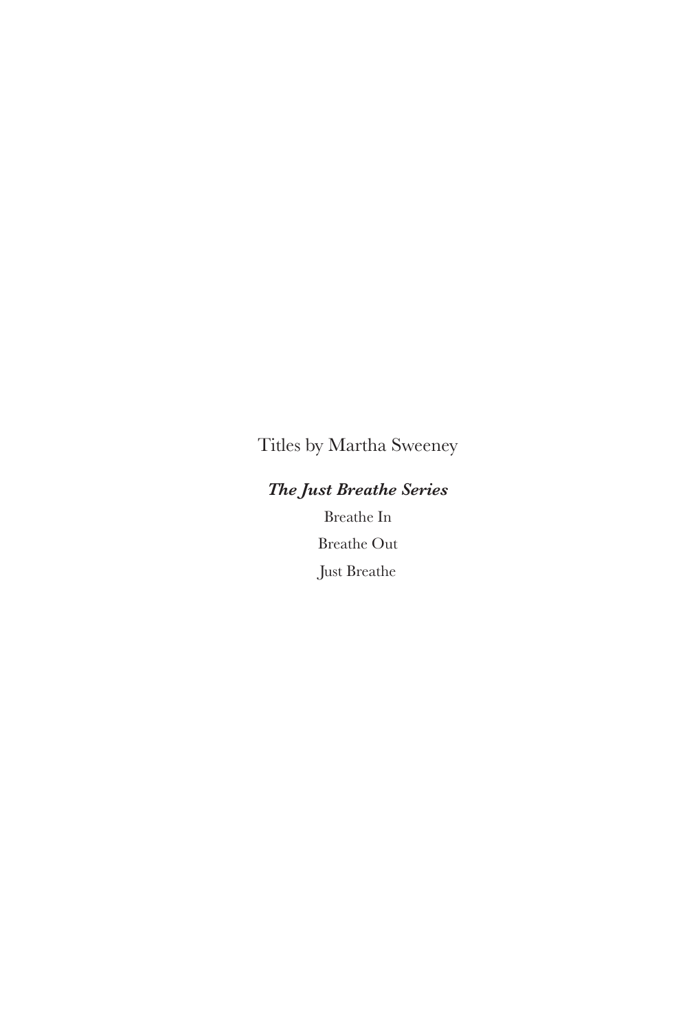Titles by Martha Sweeney

***The Just Breathe Series***

Breathe In

Breathe Out

Just Breathe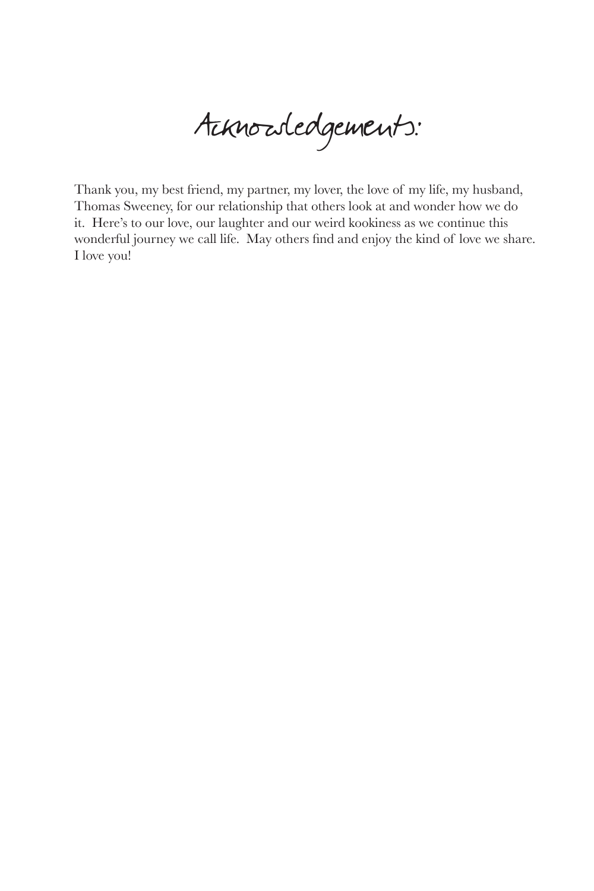# Acknowledgements:

Thank you, my best friend, my partner, my lover, the love of my life, my husband, Thomas Sweeney, for our relationship that others look at and wonder how we do it. Here's to our love, our laughter and our weird kookiness as we continue this wonderful journey we call life. May others find and enjoy the kind of love we share. I love you!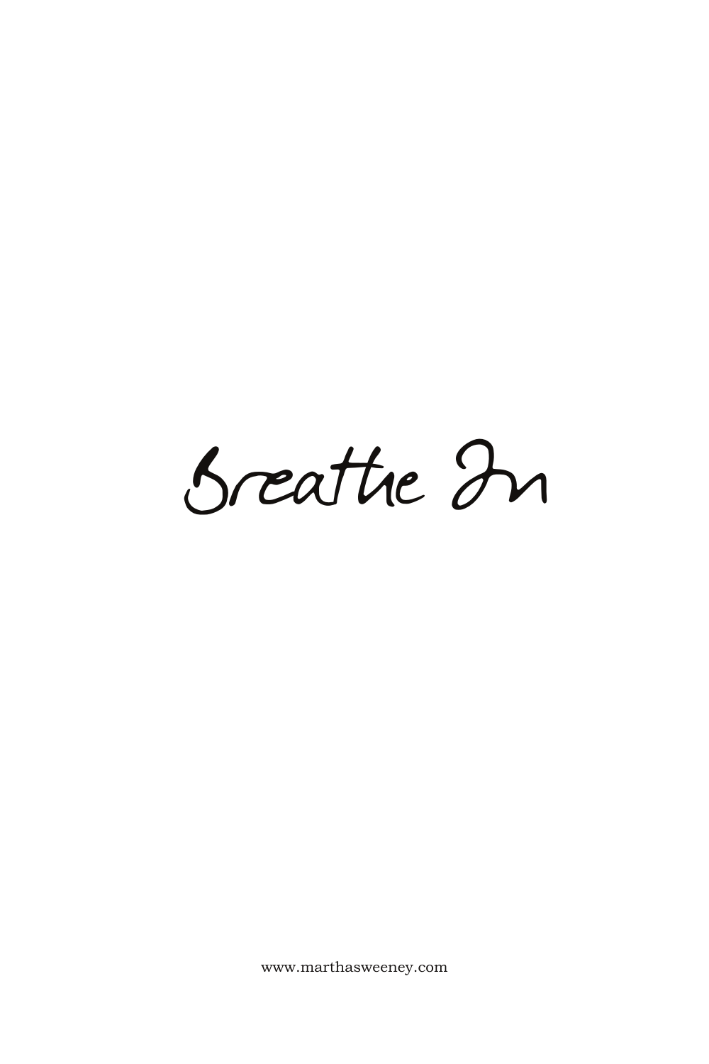# Breathe In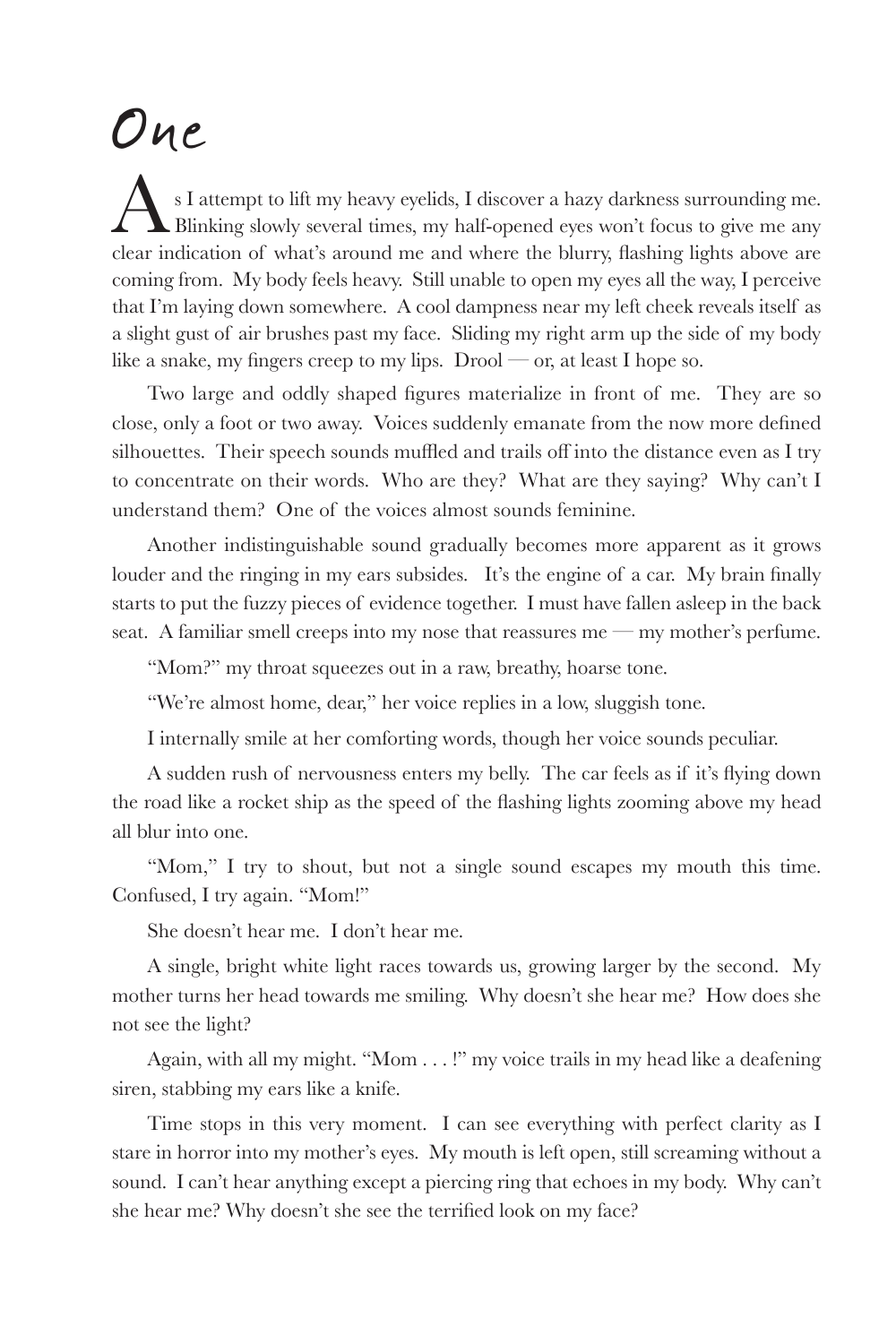# One

As I attempt to lift my heavy eyelids, I discover a hazy darkness surrounding me. Blinking slowly several times, my half-opened eyes won't focus to give me any clear indication of what's around me and where the blurry, flashing lights above are coming from. My body feels heavy. Still unable to open my eyes all the way, I perceive that I'm laying down somewhere. A cool dampness near my left cheek reveals itself as a slight gust of air brushes past my face. Sliding my right arm up the side of my body like a snake, my fingers creep to my lips. Drool — or, at least I hope so.

Two large and oddly shaped figures materialize in front of me. They are so close, only a foot or two away. Voices suddenly emanate from the now more defined silhouettes. Their speech sounds muffled and trails off into the distance even as I try to concentrate on their words. Who are they? What are they saying? Why can't I understand them? One of the voices almost sounds feminine.

Another indistinguishable sound gradually becomes more apparent as it grows louder and the ringing in my ears subsides. It's the engine of a car. My brain finally starts to put the fuzzy pieces of evidence together. I must have fallen asleep in the back seat. A familiar smell creeps into my nose that reassures me — my mother's perfume.

"Mom?" my throat squeezes out in a raw, breathy, hoarse tone.

"We're almost home, dear," her voice replies in a low, sluggish tone.

I internally smile at her comforting words, though her voice sounds peculiar.

A sudden rush of nervousness enters my belly. The car feels as if it's flying down the road like a rocket ship as the speed of the flashing lights zooming above my head all blur into one.

"Mom," I try to shout, but not a single sound escapes my mouth this time. Confused, I try again. "Mom!"

She doesn't hear me. I don't hear me.

A single, bright white light races towards us, growing larger by the second. My mother turns her head towards me smiling. Why doesn't she hear me? How does she not see the light?

Again, with all my might. "Mom . . . !" my voice trails in my head like a deafening siren, stabbing my ears like a knife.

Time stops in this very moment. I can see everything with perfect clarity as I stare in horror into my mother's eyes. My mouth is left open, still screaming without a sound. I can't hear anything except a piercing ring that echoes in my body. Why can't she hear me? Why doesn't she see the terrified look on my face?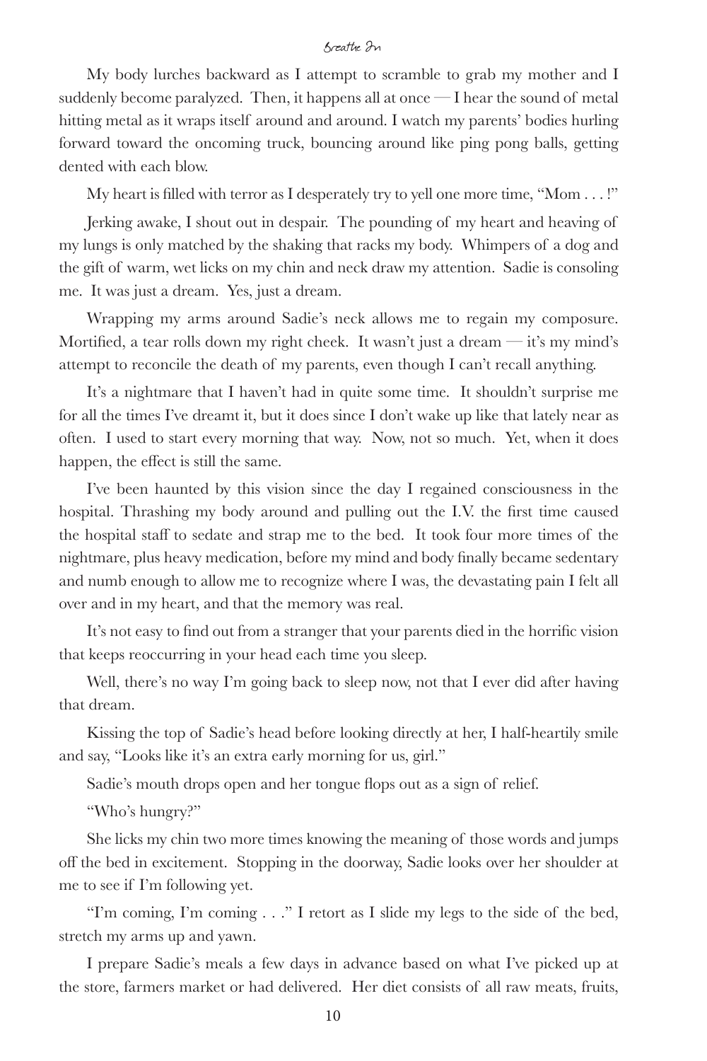My body lurches backward as I attempt to scramble to grab my mother and I suddenly become paralyzed. Then, it happens all at once — I hear the sound of metal hitting metal as it wraps itself around and around. I watch my parents' bodies hurling forward toward the oncoming truck, bouncing around like ping pong balls, getting dented with each blow.

My heart is filled with terror as I desperately try to yell one more time, "Mom . . . !"

Jerking awake, I shout out in despair. The pounding of my heart and heaving of my lungs is only matched by the shaking that racks my body. Whimpers of a dog and the gift of warm, wet licks on my chin and neck draw my attention. Sadie is consoling me. It was just a dream. Yes, just a dream.

Wrapping my arms around Sadie's neck allows me to regain my composure. Mortified, a tear rolls down my right cheek. It wasn't just a dream — it's my mind's attempt to reconcile the death of my parents, even though I can't recall anything.

It's a nightmare that I haven't had in quite some time. It shouldn't surprise me for all the times I've dreamt it, but it does since I don't wake up like that lately near as often. I used to start every morning that way. Now, not so much. Yet, when it does happen, the effect is still the same.

I've been haunted by this vision since the day I regained consciousness in the hospital. Thrashing my body around and pulling out the I.V. the first time caused the hospital staff to sedate and strap me to the bed. It took four more times of the nightmare, plus heavy medication, before my mind and body finally became sedentary and numb enough to allow me to recognize where I was, the devastating pain I felt all over and in my heart, and that the memory was real.

It's not easy to find out from a stranger that your parents died in the horrific vision that keeps reoccurring in your head each time you sleep.

Well, there's no way I'm going back to sleep now, not that I ever did after having that dream.

Kissing the top of Sadie's head before looking directly at her, I half-heartily smile and say, "Looks like it's an extra early morning for us, girl."

Sadie's mouth drops open and her tongue flops out as a sign of relief.

"Who's hungry?"

She licks my chin two more times knowing the meaning of those words and jumps off the bed in excitement. Stopping in the doorway, Sadie looks over her shoulder at me to see if I'm following yet.

"I'm coming, I'm coming . . ." I retort as I slide my legs to the side of the bed, stretch my arms up and yawn.

I prepare Sadie's meals a few days in advance based on what I've picked up at the store, farmers market or had delivered. Her diet consists of all raw meats, fruits,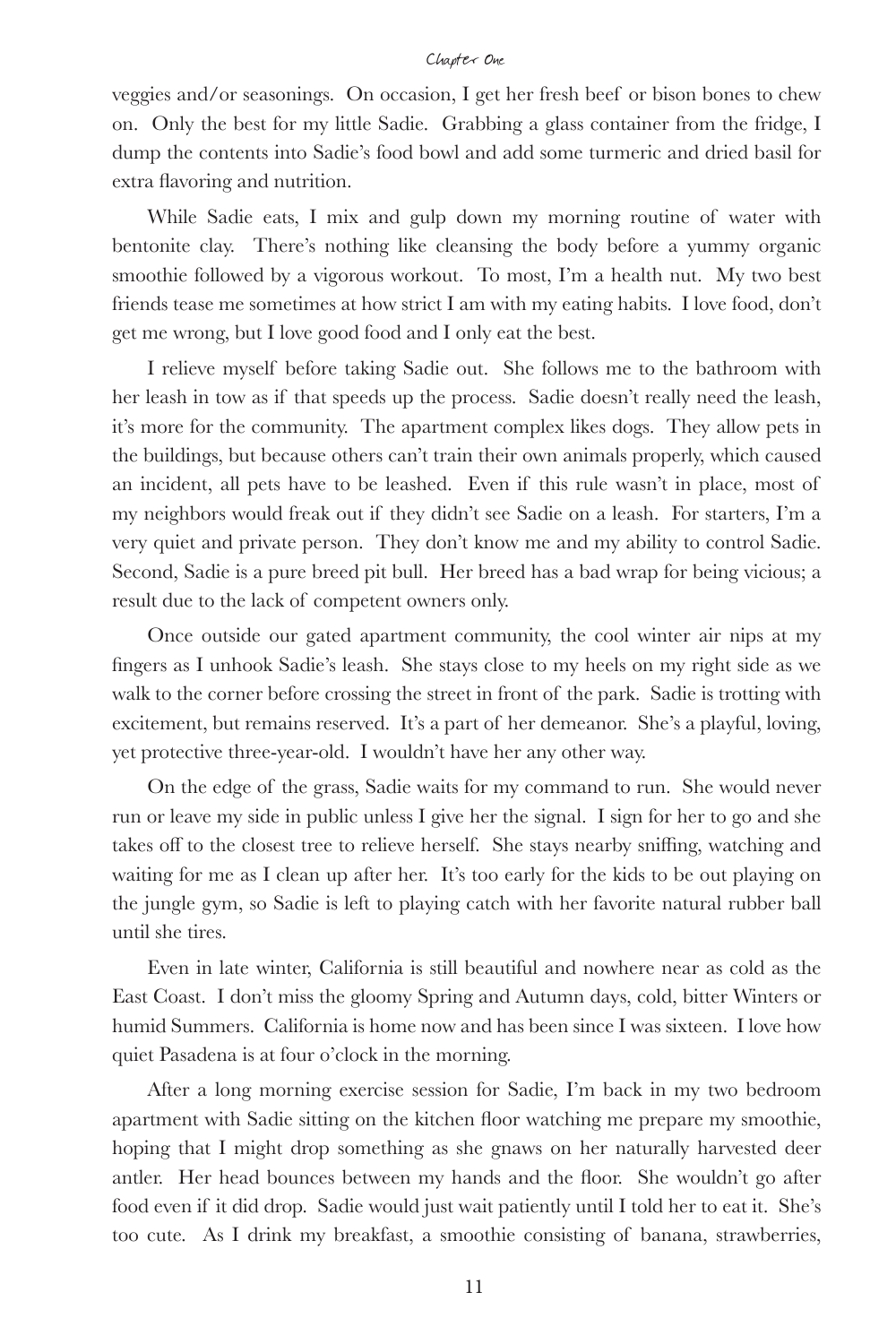veggies and/or seasonings. On occasion, I get her fresh beef or bison bones to chew on. Only the best for my little Sadie. Grabbing a glass container from the fridge, I dump the contents into Sadie's food bowl and add some turmeric and dried basil for extra flavoring and nutrition.

While Sadie eats, I mix and gulp down my morning routine of water with bentonite clay. There's nothing like cleansing the body before a yummy organic smoothie followed by a vigorous workout. To most, I'm a health nut. My two best friends tease me sometimes at how strict I am with my eating habits. I love food, don't get me wrong, but I love good food and I only eat the best.

I relieve myself before taking Sadie out. She follows me to the bathroom with her leash in tow as if that speeds up the process. Sadie doesn't really need the leash, it's more for the community. The apartment complex likes dogs. They allow pets in the buildings, but because others can't train their own animals properly, which caused an incident, all pets have to be leashed. Even if this rule wasn't in place, most of my neighbors would freak out if they didn't see Sadie on a leash. For starters, I'm a very quiet and private person. They don't know me and my ability to control Sadie. Second, Sadie is a pure breed pit bull. Her breed has a bad wrap for being vicious; a result due to the lack of competent owners only.

Once outside our gated apartment community, the cool winter air nips at my fingers as I unhook Sadie's leash. She stays close to my heels on my right side as we walk to the corner before crossing the street in front of the park. Sadie is trotting with excitement, but remains reserved. It's a part of her demeanor. She's a playful, loving, yet protective three-year-old. I wouldn't have her any other way.

On the edge of the grass, Sadie waits for my command to run. She would never run or leave my side in public unless I give her the signal. I sign for her to go and she takes off to the closest tree to relieve herself. She stays nearby sniffing, watching and waiting for me as I clean up after her. It's too early for the kids to be out playing on the jungle gym, so Sadie is left to playing catch with her favorite natural rubber ball until she tires.

Even in late winter, California is still beautiful and nowhere near as cold as the East Coast. I don't miss the gloomy Spring and Autumn days, cold, bitter Winters or humid Summers. California is home now and has been since I was sixteen. I love how quiet Pasadena is at four o'clock in the morning.

After a long morning exercise session for Sadie, I'm back in my two bedroom apartment with Sadie sitting on the kitchen floor watching me prepare my smoothie, hoping that I might drop something as she gnaws on her naturally harvested deer antler. Her head bounces between my hands and the floor. She wouldn't go after food even if it did drop. Sadie would just wait patiently until I told her to eat it. She's too cute. As I drink my breakfast, a smoothie consisting of banana, strawberries,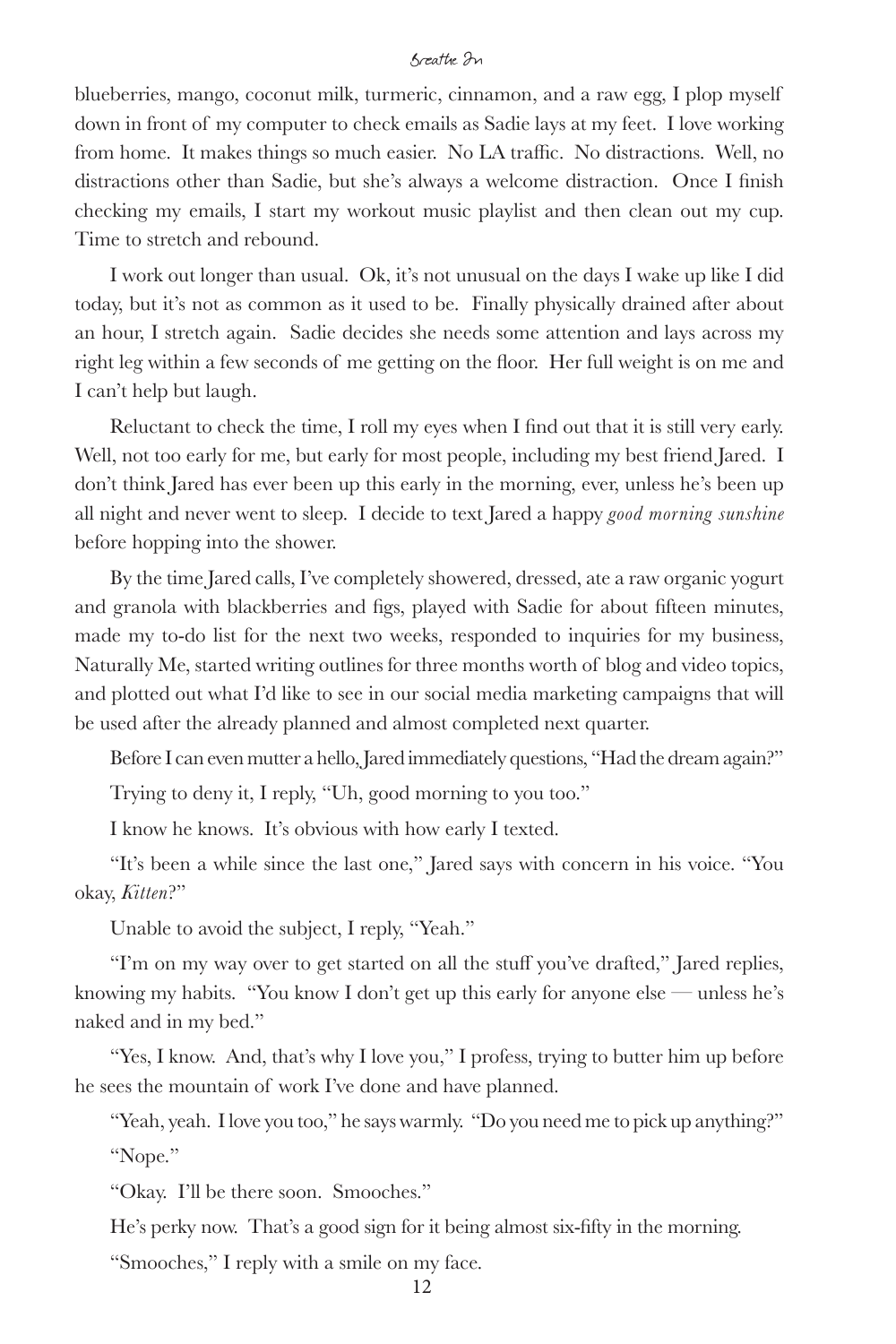blueberries, mango, coconut milk, turmeric, cinnamon, and a raw egg, I plop myself down in front of my computer to check emails as Sadie lays at my feet. I love working from home. It makes things so much easier. No LA traffic. No distractions. Well, no distractions other than Sadie, but she's always a welcome distraction. Once I finish checking my emails, I start my workout music playlist and then clean out my cup. Time to stretch and rebound.

I work out longer than usual. Ok, it's not unusual on the days I wake up like I did today, but it's not as common as it used to be. Finally physically drained after about an hour, I stretch again. Sadie decides she needs some attention and lays across my right leg within a few seconds of me getting on the floor. Her full weight is on me and I can't help but laugh.

Reluctant to check the time, I roll my eyes when I find out that it is still very early. Well, not too early for me, but early for most people, including my best friend Jared. I don't think Jared has ever been up this early in the morning, ever, unless he's been up all night and never went to sleep. I decide to text Jared a happy *good morning sunshine* before hopping into the shower.

By the time Jared calls, I've completely showered, dressed, ate a raw organic yogurt and granola with blackberries and figs, played with Sadie for about fifteen minutes, made my to-do list for the next two weeks, responded to inquiries for my business, Naturally Me, started writing outlines for three months worth of blog and video topics, and plotted out what I'd like to see in our social media marketing campaigns that will be used after the already planned and almost completed next quarter.

Before I can even mutter a hello, Jared immediately questions, "Had the dream again?"

Trying to deny it, I reply, "Uh, good morning to you too."

I know he knows. It's obvious with how early I texted.

"It's been a while since the last one," Jared says with concern in his voice. "You okay, *Kitten*?"

Unable to avoid the subject, I reply, "Yeah."

"I'm on my way over to get started on all the stuff you've drafted," Jared replies, knowing my habits. "You know I don't get up this early for anyone else — unless he's naked and in my bed."

"Yes, I know. And, that's why I love you," I profess, trying to butter him up before he sees the mountain of work I've done and have planned.

"Yeah, yeah. I love you too," he says warmly. "Do you need me to pick up anything?"

"Nope."

"Okay. I'll be there soon. Smooches."

He's perky now. That's a good sign for it being almost six-fifty in the morning.

"Smooches," I reply with a smile on my face.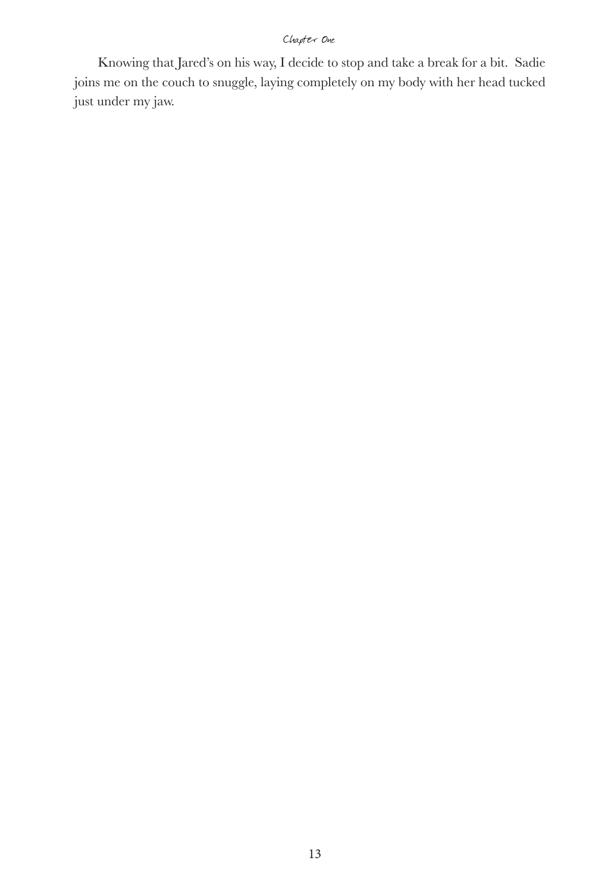Knowing that Jared's on his way, I decide to stop and take a break for a bit. Sadie joins me on the couch to snuggle, laying completely on my body with her head tucked just under my jaw.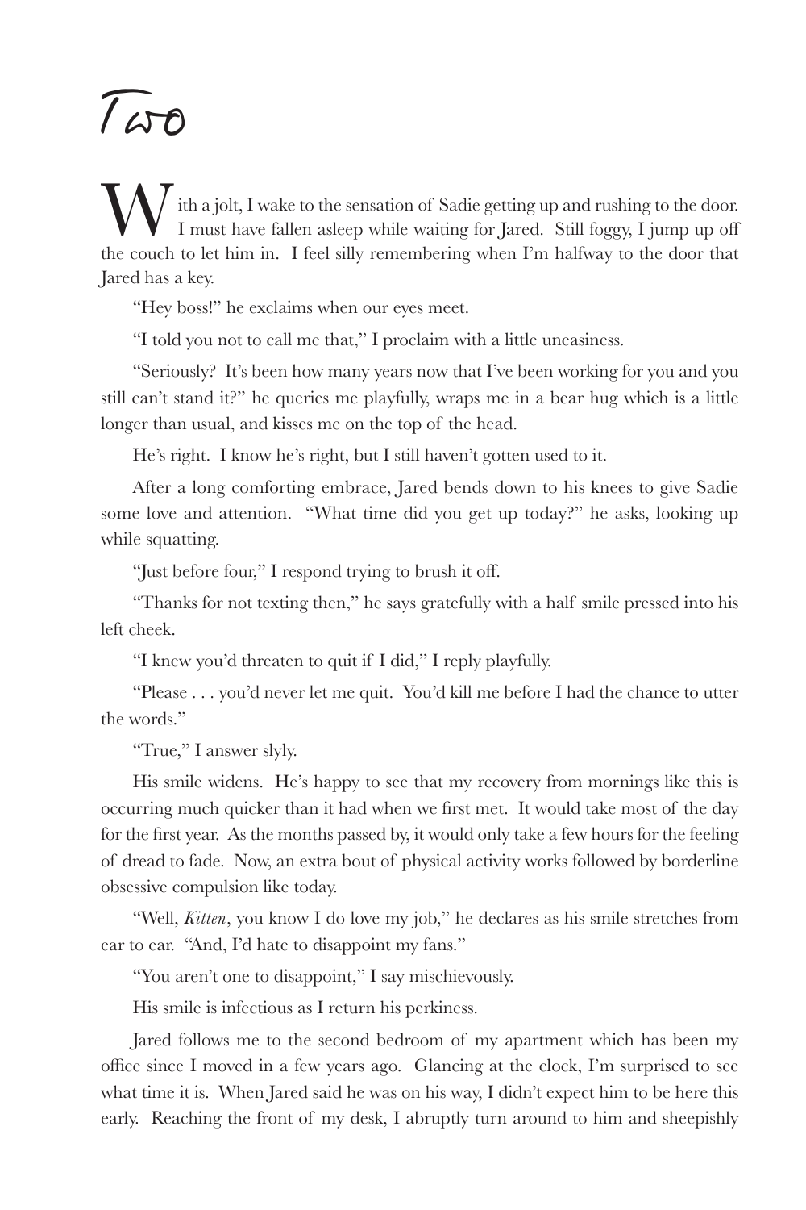# Two

With a jolt, I wake to the sensation of Sadie getting up and rushing to the door. I must have fallen asleep while waiting for Jared. Still foggy, I jump up off the couch to let him in. I feel silly remembering when I'm halfway to the door that Jared has a key.

"Hey boss!" he exclaims when our eyes meet.

"I told you not to call me that," I proclaim with a little uneasiness.

"Seriously? It's been how many years now that I've been working for you and you still can't stand it?" he queries me playfully, wraps me in a bear hug which is a little longer than usual, and kisses me on the top of the head.

He's right. I know he's right, but I still haven't gotten used to it.

After a long comforting embrace, Jared bends down to his knees to give Sadie some love and attention. "What time did you get up today?" he asks, looking up while squatting.

"Just before four," I respond trying to brush it off.

"Thanks for not texting then," he says gratefully with a half smile pressed into his left cheek.

"I knew you'd threaten to quit if I did," I reply playfully.

"Please . . . you'd never let me quit. You'd kill me before I had the chance to utter the words."

"True," I answer slyly.

His smile widens. He's happy to see that my recovery from mornings like this is occurring much quicker than it had when we first met. It would take most of the day for the first year. As the months passed by, it would only take a few hours for the feeling of dread to fade. Now, an extra bout of physical activity works followed by borderline obsessive compulsion like today.

"Well, *Kitten*, you know I do love my job," he declares as his smile stretches from ear to ear. "And, I'd hate to disappoint my fans."

"You aren't one to disappoint," I say mischievously.

His smile is infectious as I return his perkiness.

Jared follows me to the second bedroom of my apartment which has been my office since I moved in a few years ago. Glancing at the clock, I'm surprised to see what time it is. When Jared said he was on his way, I didn't expect him to be here this early. Reaching the front of my desk, I abruptly turn around to him and sheepishly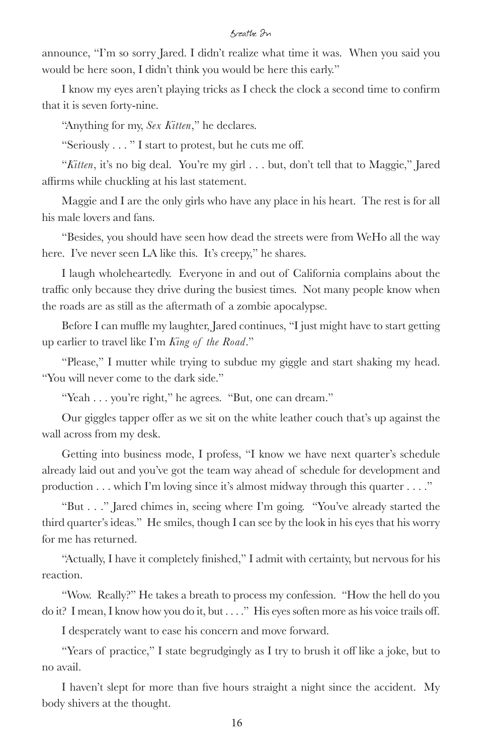announce, "I'm so sorry Jared. I didn't realize what time it was. When you said you would be here soon, I didn't think you would be here this early."

I know my eyes aren't playing tricks as I check the clock a second time to confirm that it is seven forty-nine.

"Anything for my, *Sex Kitten*," he declares.

"Seriously . . . " I start to protest, but he cuts me off.

"*Kitten*, it's no big deal. You're my girl . . . but, don't tell that to Maggie," Jared affirms while chuckling at his last statement.

Maggie and I are the only girls who have any place in his heart. The rest is for all his male lovers and fans.

"Besides, you should have seen how dead the streets were from WeHo all the way here. I've never seen LA like this. It's creepy," he shares.

I laugh wholeheartedly. Everyone in and out of California complains about the traffic only because they drive during the busiest times. Not many people know when the roads are as still as the aftermath of a zombie apocalypse.

Before I can muffle my laughter, Jared continues, "I just might have to start getting up earlier to travel like I'm *King of the Road*."

"Please," I mutter while trying to subdue my giggle and start shaking my head. "You will never come to the dark side."

"Yeah . . . you're right," he agrees. "But, one can dream."

Our giggles tapper offer as we sit on the white leather couch that's up against the wall across from my desk.

Getting into business mode, I profess, "I know we have next quarter's schedule already laid out and you've got the team way ahead of schedule for development and production . . . which I'm loving since it's almost midway through this quarter . . . ."

"But . . ." Jared chimes in, seeing where I'm going. "You've already started the third quarter's ideas." He smiles, though I can see by the look in his eyes that his worry for me has returned.

"Actually, I have it completely finished," I admit with certainty, but nervous for his reaction.

"Wow. Really?" He takes a breath to process my confession. "How the hell do you do it? I mean, I know how you do it, but . . . ." His eyes soften more as his voice trails off.

I desperately want to ease his concern and move forward.

"Years of practice," I state begrudgingly as I try to brush it off like a joke, but to no avail.

I haven't slept for more than five hours straight a night since the accident. My body shivers at the thought.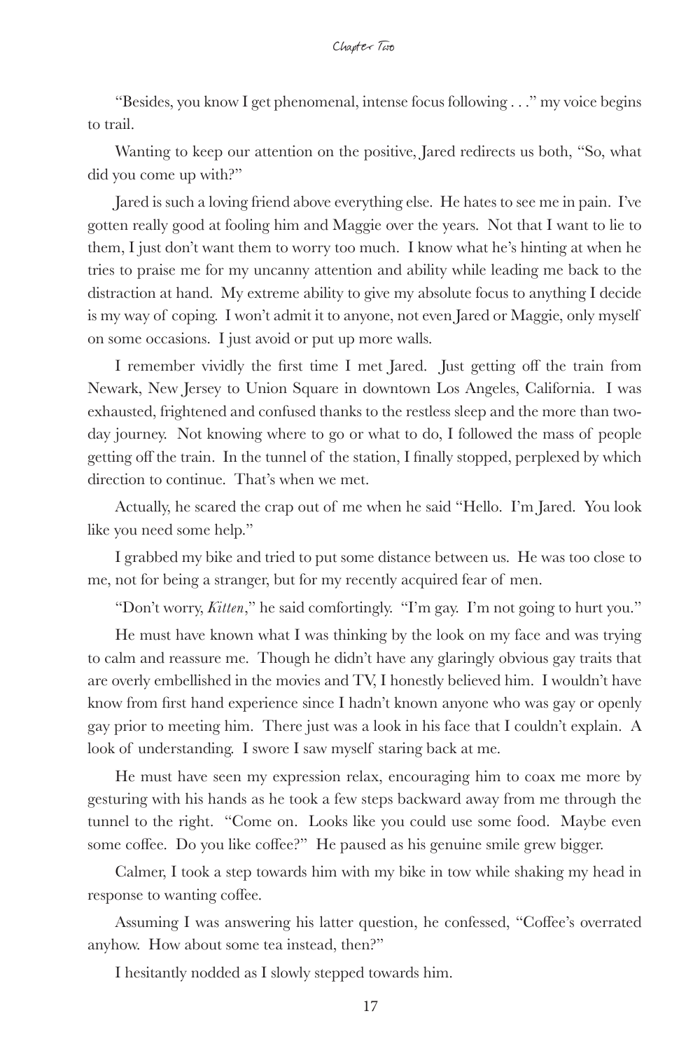"Besides, you know I get phenomenal, intense focus following . . ." my voice begins to trail.

Wanting to keep our attention on the positive, Jared redirects us both, "So, what did you come up with?"

Jared is such a loving friend above everything else. He hates to see me in pain. I've gotten really good at fooling him and Maggie over the years. Not that I want to lie to them, I just don't want them to worry too much. I know what he's hinting at when he tries to praise me for my uncanny attention and ability while leading me back to the distraction at hand. My extreme ability to give my absolute focus to anything I decide is my way of coping. I won't admit it to anyone, not even Jared or Maggie, only myself on some occasions. I just avoid or put up more walls.

I remember vividly the first time I met Jared. Just getting off the train from Newark, New Jersey to Union Square in downtown Los Angeles, California. I was exhausted, frightened and confused thanks to the restless sleep and the more than two-day journey. Not knowing where to go or what to do, I followed the mass of people getting off the train. In the tunnel of the station, I finally stopped, perplexed by which direction to continue. That's when we met.

Actually, he scared the crap out of me when he said "Hello. I'm Jared. You look like you need some help."

I grabbed my bike and tried to put some distance between us. He was too close to me, not for being a stranger, but for my recently acquired fear of men.

"Don't worry, *Kitten*," he said comfortingly. "I'm gay. I'm not going to hurt you."

He must have known what I was thinking by the look on my face and was trying to calm and reassure me. Though he didn't have any glaringly obvious gay traits that are overly embellished in the movies and TV, I honestly believed him. I wouldn't have know from first hand experience since I hadn't known anyone who was gay or openly gay prior to meeting him. There just was a look in his face that I couldn't explain. A look of understanding. I swore I saw myself staring back at me.

He must have seen my expression relax, encouraging him to coax me more by gesturing with his hands as he took a few steps backward away from me through the tunnel to the right. "Come on. Looks like you could use some food. Maybe even some coffee. Do you like coffee?" He paused as his genuine smile grew bigger.

Calmer, I took a step towards him with my bike in tow while shaking my head in response to wanting coffee.

Assuming I was answering his latter question, he confessed, "Coffee's overrated anyhow. How about some tea instead, then?"

I hesitantly nodded as I slowly stepped towards him.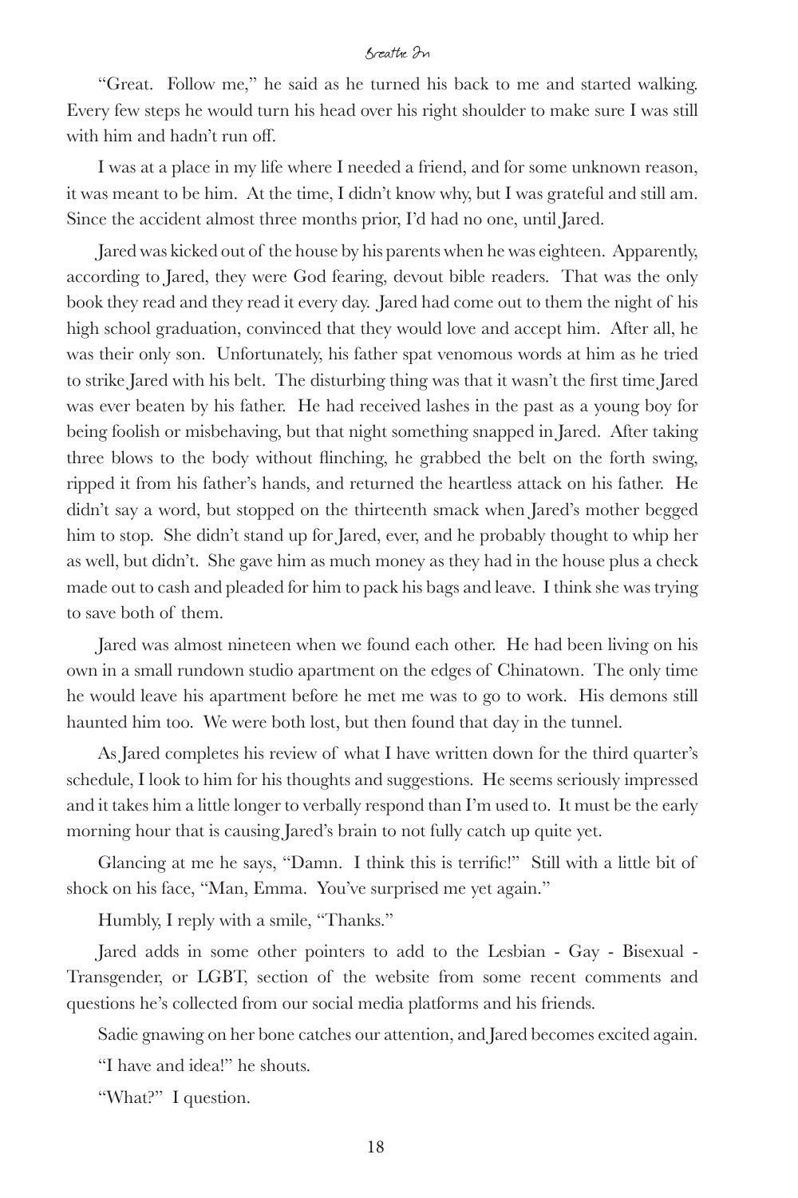"Great. Follow me," he said as he turned his back to me and started walking. Every few steps he would turn his head over his right shoulder to make sure I was still with him and hadn't run off.

I was at a place in my life where I needed a friend, and for some unknown reason, it was meant to be him. At the time, I didn't know why, but I was grateful and still am. Since the accident almost three months prior, I'd had no one, until Jared.

Jared was kicked out of the house by his parents when he was eighteen. Apparently, according to Jared, they were God fearing, devout bible readers. That was the only book they read and they read it every day. Jared had come out to them the night of his high school graduation, convinced that they would love and accept him. After all, he was their only son. Unfortunately, his father spat venomous words at him as he tried to strike Jared with his belt. The disturbing thing was that it wasn't the first time Jared was ever beaten by his father. He had received lashes in the past as a young boy for being foolish or misbehaving, but that night something snapped in Jared. After taking three blows to the body without flinching, he grabbed the belt on the forth swing, ripped it from his father's hands, and returned the heartless attack on his father. He didn't say a word, but stopped on the thirteenth smack when Jared's mother begged him to stop. She didn't stand up for Jared, ever, and he probably thought to whip her as well, but didn't. She gave him as much money as they had in the house plus a check made out to cash and pleaded for him to pack his bags and leave. I think she was trying to save both of them.

Jared was almost nineteen when we found each other. He had been living on his own in a small rundown studio apartment on the edges of Chinatown. The only time he would leave his apartment before he met me was to go to work. His demons still haunted him too. We were both lost, but then found that day in the tunnel.

As Jared completes his review of what I have written down for the third quarter's schedule, I look to him for his thoughts and suggestions. He seems seriously impressed and it takes him a little longer to verbally respond than I'm used to. It must be the early morning hour that is causing Jared's brain to not fully catch up quite yet.

Glancing at me he says, "Damn. I think this is terrific!" Still with a little bit of shock on his face, "Man, Emma. You've surprised me yet again."

Humbly, I reply with a smile, "Thanks."

Jared adds in some other pointers to add to the Lesbian - Gay - Bisexual - Transgender, or LGBT, section of the website from some recent comments and questions he's collected from our social media platforms and his friends.

Sadie gnawing on her bone catches our attention, and Jared becomes excited again.

"I have and idea!" he shouts.

"What?" I question.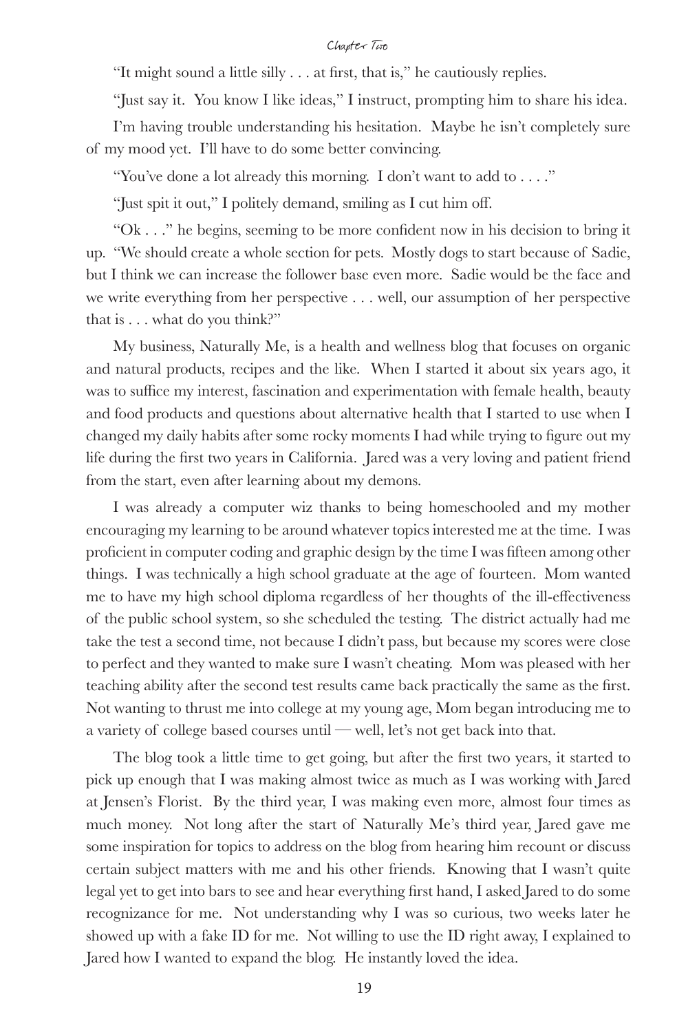"It might sound a little silly . . . at first, that is," he cautiously replies.

"Just say it. You know I like ideas," I instruct, prompting him to share his idea.

I'm having trouble understanding his hesitation. Maybe he isn't completely sure of my mood yet. I'll have to do some better convincing.

"You've done a lot already this morning. I don't want to add to . . . ."

"Just spit it out," I politely demand, smiling as I cut him off.

"Ok . . ." he begins, seeming to be more confident now in his decision to bring it up. "We should create a whole section for pets. Mostly dogs to start because of Sadie, but I think we can increase the follower base even more. Sadie would be the face and we write everything from her perspective . . . well, our assumption of her perspective that is . . . what do you think?"

My business, Naturally Me, is a health and wellness blog that focuses on organic and natural products, recipes and the like. When I started it about six years ago, it was to suffice my interest, fascination and experimentation with female health, beauty and food products and questions about alternative health that I started to use when I changed my daily habits after some rocky moments I had while trying to figure out my life during the first two years in California. Jared was a very loving and patient friend from the start, even after learning about my demons.

I was already a computer wiz thanks to being homeschooled and my mother encouraging my learning to be around whatever topics interested me at the time. I was proficient in computer coding and graphic design by the time I was fifteen among other things. I was technically a high school graduate at the age of fourteen. Mom wanted me to have my high school diploma regardless of her thoughts of the ill-effectiveness of the public school system, so she scheduled the testing. The district actually had me take the test a second time, not because I didn't pass, but because my scores were close to perfect and they wanted to make sure I wasn't cheating. Mom was pleased with her teaching ability after the second test results came back practically the same as the first. Not wanting to thrust me into college at my young age, Mom began introducing me to a variety of college based courses until — well, let's not get back into that.

The blog took a little time to get going, but after the first two years, it started to pick up enough that I was making almost twice as much as I was working with Jared at Jensen's Florist. By the third year, I was making even more, almost four times as much money. Not long after the start of Naturally Me's third year, Jared gave me some inspiration for topics to address on the blog from hearing him recount or discuss certain subject matters with me and his other friends. Knowing that I wasn't quite legal yet to get into bars to see and hear everything first hand, I asked Jared to do some recognizance for me. Not understanding why I was so curious, two weeks later he showed up with a fake ID for me. Not willing to use the ID right away, I explained to Jared how I wanted to expand the blog. He instantly loved the idea.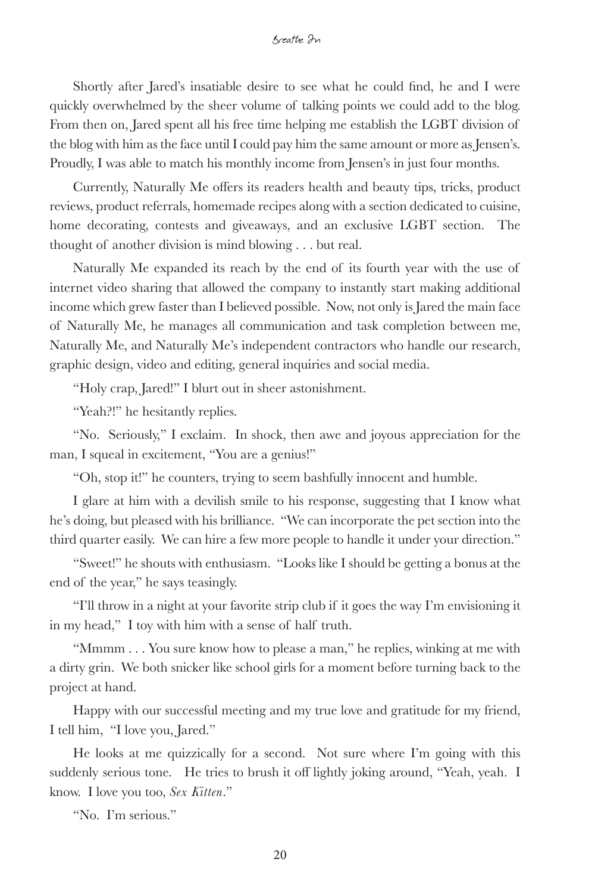Shortly after Jared's insatiable desire to see what he could find, he and I were quickly overwhelmed by the sheer volume of talking points we could add to the blog. From then on, Jared spent all his free time helping me establish the LGBT division of the blog with him as the face until I could pay him the same amount or more as Jensen's. Proudly, I was able to match his monthly income from Jensen's in just four months.

Currently, Naturally Me offers its readers health and beauty tips, tricks, product reviews, product referrals, homemade recipes along with a section dedicated to cuisine, home decorating, contests and giveaways, and an exclusive LGBT section. The thought of another division is mind blowing . . . but real.

Naturally Me expanded its reach by the end of its fourth year with the use of internet video sharing that allowed the company to instantly start making additional income which grew faster than I believed possible. Now, not only is Jared the main face of Naturally Me, he manages all communication and task completion between me, Naturally Me, and Naturally Me's independent contractors who handle our research, graphic design, video and editing, general inquiries and social media.

"Holy crap, Jared!" I blurt out in sheer astonishment.

"Yeah?!" he hesitantly replies.

"No. Seriously," I exclaim. In shock, then awe and joyous appreciation for the man, I squeal in excitement, "You are a genius!"

"Oh, stop it!" he counters, trying to seem bashfully innocent and humble.

I glare at him with a devilish smile to his response, suggesting that I know what he's doing, but pleased with his brilliance. "We can incorporate the pet section into the third quarter easily. We can hire a few more people to handle it under your direction."

"Sweet!" he shouts with enthusiasm. "Looks like I should be getting a bonus at the end of the year," he says teasingly.

"I'll throw in a night at your favorite strip club if it goes the way I'm envisioning it in my head," I toy with him with a sense of half truth.

"Mmmm . . . You sure know how to please a man," he replies, winking at me with a dirty grin. We both snicker like school girls for a moment before turning back to the project at hand.

Happy with our successful meeting and my true love and gratitude for my friend, I tell him, "I love you, Jared."

He looks at me quizzically for a second. Not sure where I'm going with this suddenly serious tone. He tries to brush it off lightly joking around, "Yeah, yeah. I know. I love you too, *Sex Kitten*."

"No. I'm serious."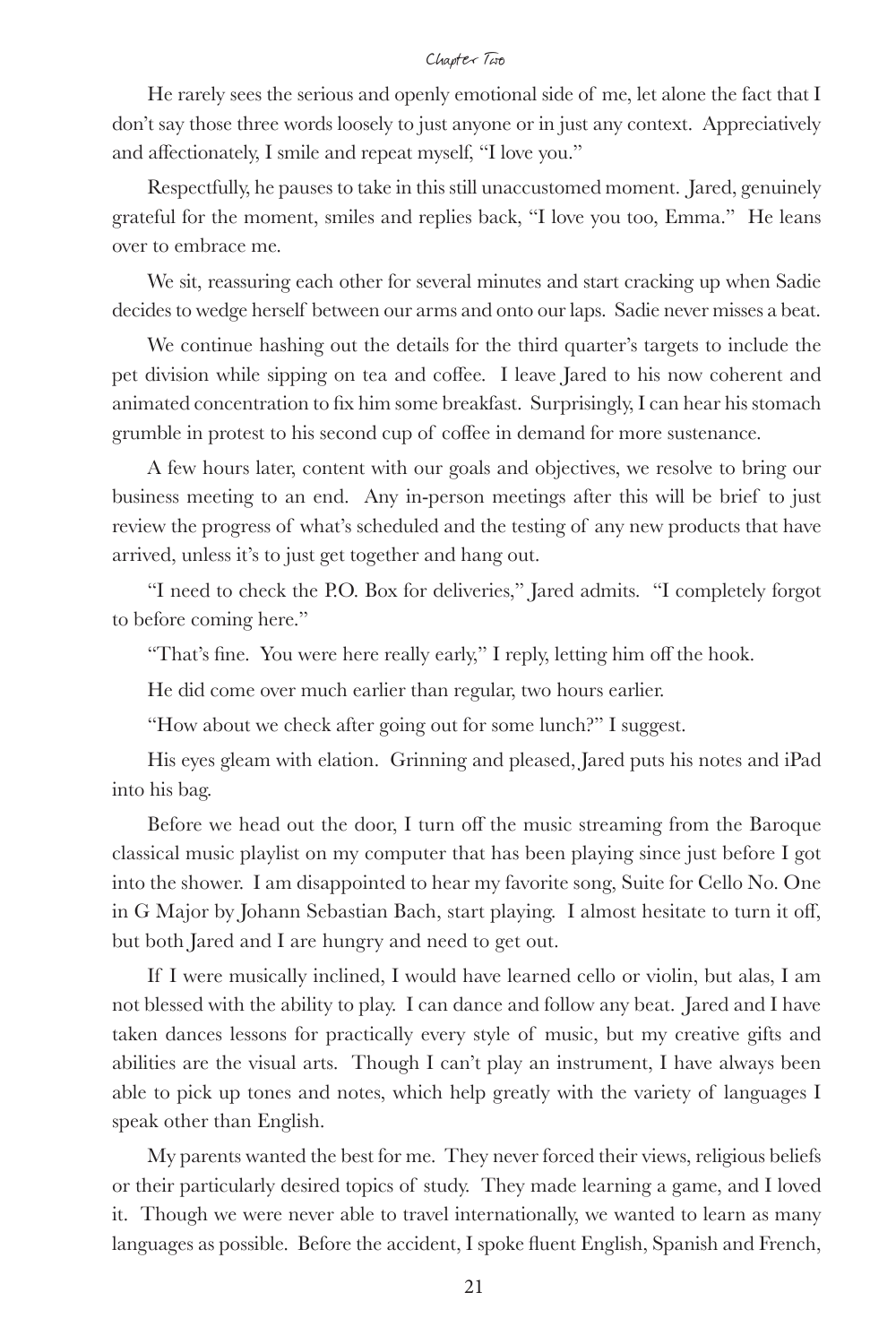He rarely sees the serious and openly emotional side of me, let alone the fact that I don't say those three words loosely to just anyone or in just any context. Appreciatively and affectionately, I smile and repeat myself, "I love you."

Respectfully, he pauses to take in this still unaccustomed moment. Jared, genuinely grateful for the moment, smiles and replies back, "I love you too, Emma." He leans over to embrace me.

We sit, reassuring each other for several minutes and start cracking up when Sadie decides to wedge herself between our arms and onto our laps. Sadie never misses a beat.

We continue hashing out the details for the third quarter's targets to include the pet division while sipping on tea and coffee. I leave Jared to his now coherent and animated concentration to fix him some breakfast. Surprisingly, I can hear his stomach grumble in protest to his second cup of coffee in demand for more sustenance.

A few hours later, content with our goals and objectives, we resolve to bring our business meeting to an end. Any in-person meetings after this will be brief to just review the progress of what's scheduled and the testing of any new products that have arrived, unless it's to just get together and hang out.

"I need to check the P.O. Box for deliveries," Jared admits. "I completely forgot to before coming here."

"That's fine. You were here really early," I reply, letting him off the hook.

He did come over much earlier than regular, two hours earlier.

"How about we check after going out for some lunch?" I suggest.

His eyes gleam with elation. Grinning and pleased, Jared puts his notes and iPad into his bag.

Before we head out the door, I turn off the music streaming from the Baroque classical music playlist on my computer that has been playing since just before I got into the shower. I am disappointed to hear my favorite song, Suite for Cello No. One in G Major by Johann Sebastian Bach, start playing. I almost hesitate to turn it off, but both Jared and I are hungry and need to get out.

If I were musically inclined, I would have learned cello or violin, but alas, I am not blessed with the ability to play. I can dance and follow any beat. Jared and I have taken dances lessons for practically every style of music, but my creative gifts and abilities are the visual arts. Though I can't play an instrument, I have always been able to pick up tones and notes, which help greatly with the variety of languages I speak other than English.

My parents wanted the best for me. They never forced their views, religious beliefs or their particularly desired topics of study. They made learning a game, and I loved it. Though we were never able to travel internationally, we wanted to learn as many languages as possible. Before the accident, I spoke fluent English, Spanish and French,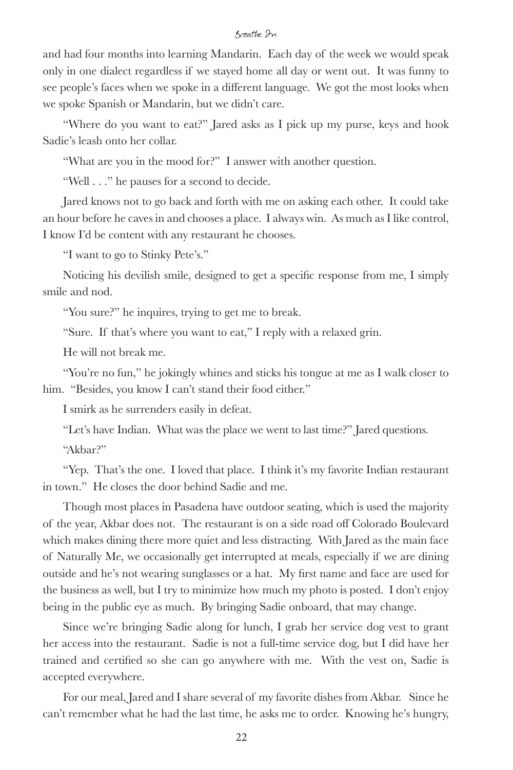and had four months into learning Mandarin. Each day of the week we would speak only in one dialect regardless if we stayed home all day or went out. It was funny to see people's faces when we spoke in a different language. We got the most looks when we spoke Spanish or Mandarin, but we didn't care.

"Where do you want to eat?" Jared asks as I pick up my purse, keys and hook Sadie's leash onto her collar.

"What are you in the mood for?" I answer with another question.

"Well . . ." he pauses for a second to decide.

Jared knows not to go back and forth with me on asking each other. It could take an hour before he caves in and chooses a place. I always win. As much as I like control, I know I'd be content with any restaurant he chooses.

"I want to go to Stinky Pete's."

Noticing his devilish smile, designed to get a specific response from me, I simply smile and nod.

"You sure?" he inquires, trying to get me to break.

"Sure. If that's where you want to eat," I reply with a relaxed grin.

He will not break me.

"You're no fun," he jokingly whines and sticks his tongue at me as I walk closer to him. "Besides, you know I can't stand their food either."

I smirk as he surrenders easily in defeat.

"Let's have Indian. What was the place we went to last time?" Jared questions.

"Akbar?"

"Yep. That's the one. I loved that place. I think it's my favorite Indian restaurant in town." He closes the door behind Sadie and me.

Though most places in Pasadena have outdoor seating, which is used the majority of the year, Akbar does not. The restaurant is on a side road off Colorado Boulevard which makes dining there more quiet and less distracting. With Jared as the main face of Naturally Me, we occasionally get interrupted at meals, especially if we are dining outside and he's not wearing sunglasses or a hat. My first name and face are used for the business as well, but I try to minimize how much my photo is posted. I don't enjoy being in the public eye as much. By bringing Sadie onboard, that may change.

Since we're bringing Sadie along for lunch, I grab her service dog vest to grant her access into the restaurant. Sadie is not a full-time service dog, but I did have her trained and certified so she can go anywhere with me. With the vest on, Sadie is accepted everywhere.

For our meal, Jared and I share several of my favorite dishes from Akbar. Since he can't remember what he had the last time, he asks me to order. Knowing he's hungry,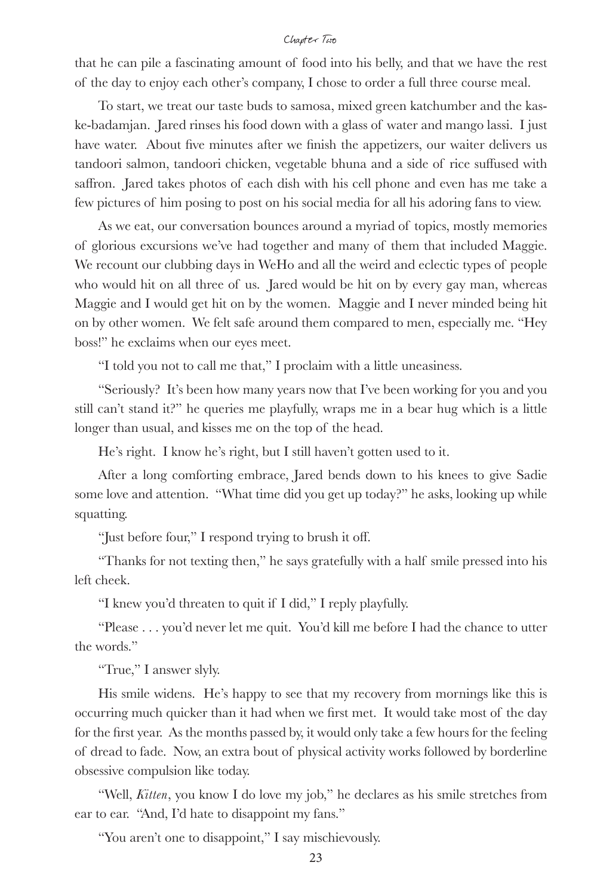that he can pile a fascinating amount of food into his belly, and that we have the rest of the day to enjoy each other's company, I chose to order a full three course meal.

To start, we treat our taste buds to samosa, mixed green katchumber and the kaske-badamjan. Jared rinses his food down with a glass of water and mango lassi. I just have water. About five minutes after we finish the appetizers, our waiter delivers us tandoori salmon, tandoori chicken, vegetable bhuna and a side of rice suffused with saffron. Jared takes photos of each dish with his cell phone and even has me take a few pictures of him posing to post on his social media for all his adoring fans to view.

As we eat, our conversation bounces around a myriad of topics, mostly memories of glorious excursions we've had together and many of them that included Maggie. We recount our clubbing days in WeHo and all the weird and eclectic types of people who would hit on all three of us. Jared would be hit on by every gay man, whereas Maggie and I would get hit on by the women. Maggie and I never minded being hit on by other women. We felt safe around them compared to men, especially me. "Hey boss!" he exclaims when our eyes meet.

"I told you not to call me that," I proclaim with a little uneasiness.

"Seriously? It's been how many years now that I've been working for you and you still can't stand it?" he queries me playfully, wraps me in a bear hug which is a little longer than usual, and kisses me on the top of the head.

He's right. I know he's right, but I still haven't gotten used to it.

After a long comforting embrace, Jared bends down to his knees to give Sadie some love and attention. "What time did you get up today?" he asks, looking up while squatting.

"Just before four," I respond trying to brush it off.

"Thanks for not texting then," he says gratefully with a half smile pressed into his left cheek.

"I knew you'd threaten to quit if I did," I reply playfully.

"Please . . . you'd never let me quit. You'd kill me before I had the chance to utter the words."

"True," I answer slyly.

His smile widens. He's happy to see that my recovery from mornings like this is occurring much quicker than it had when we first met. It would take most of the day for the first year. As the months passed by, it would only take a few hours for the feeling of dread to fade. Now, an extra bout of physical activity works followed by borderline obsessive compulsion like today.

"Well, *Kitten*, you know I do love my job," he declares as his smile stretches from ear to ear. "And, I'd hate to disappoint my fans."

"You aren't one to disappoint," I say mischievously.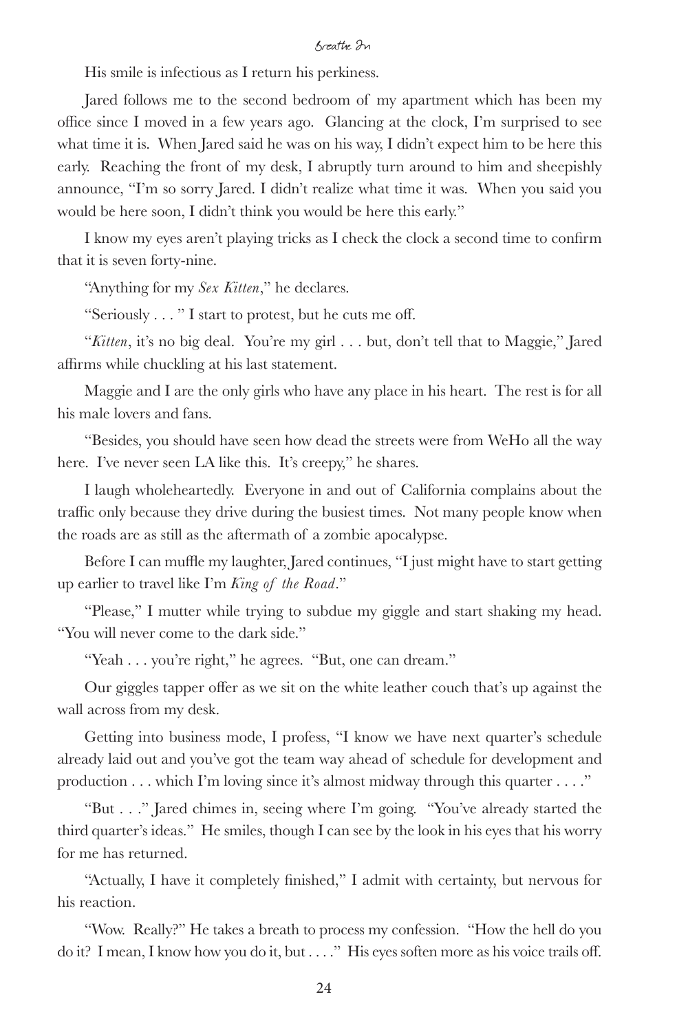His smile is infectious as I return his perkiness.

Jared follows me to the second bedroom of my apartment which has been my office since I moved in a few years ago. Glancing at the clock, I'm surprised to see what time it is. When Jared said he was on his way, I didn't expect him to be here this early. Reaching the front of my desk, I abruptly turn around to him and sheepishly announce, "I'm so sorry Jared. I didn't realize what time it was. When you said you would be here soon, I didn't think you would be here this early."

I know my eyes aren't playing tricks as I check the clock a second time to confirm that it is seven forty-nine.

"Anything for my *Sex Kitten*," he declares.

"Seriously . . . " I start to protest, but he cuts me off.

"*Kitten*, it's no big deal. You're my girl . . . but, don't tell that to Maggie," Jared affirms while chuckling at his last statement.

Maggie and I are the only girls who have any place in his heart. The rest is for all his male lovers and fans.

"Besides, you should have seen how dead the streets were from WeHo all the way here. I've never seen LA like this. It's creepy," he shares.

I laugh wholeheartedly. Everyone in and out of California complains about the traffic only because they drive during the busiest times. Not many people know when the roads are as still as the aftermath of a zombie apocalypse.

Before I can muffle my laughter, Jared continues, "I just might have to start getting up earlier to travel like I'm *King of the Road*."

"Please," I mutter while trying to subdue my giggle and start shaking my head. "You will never come to the dark side."

"Yeah . . . you're right," he agrees. "But, one can dream."

Our giggles tapper offer as we sit on the white leather couch that's up against the wall across from my desk.

Getting into business mode, I profess, "I know we have next quarter's schedule already laid out and you've got the team way ahead of schedule for development and production . . . which I'm loving since it's almost midway through this quarter . . . ."

"But . . ." Jared chimes in, seeing where I'm going. "You've already started the third quarter's ideas." He smiles, though I can see by the look in his eyes that his worry for me has returned.

"Actually, I have it completely finished," I admit with certainty, but nervous for his reaction.

"Wow. Really?" He takes a breath to process my confession. "How the hell do you do it? I mean, I know how you do it, but . . . ." His eyes soften more as his voice trails off.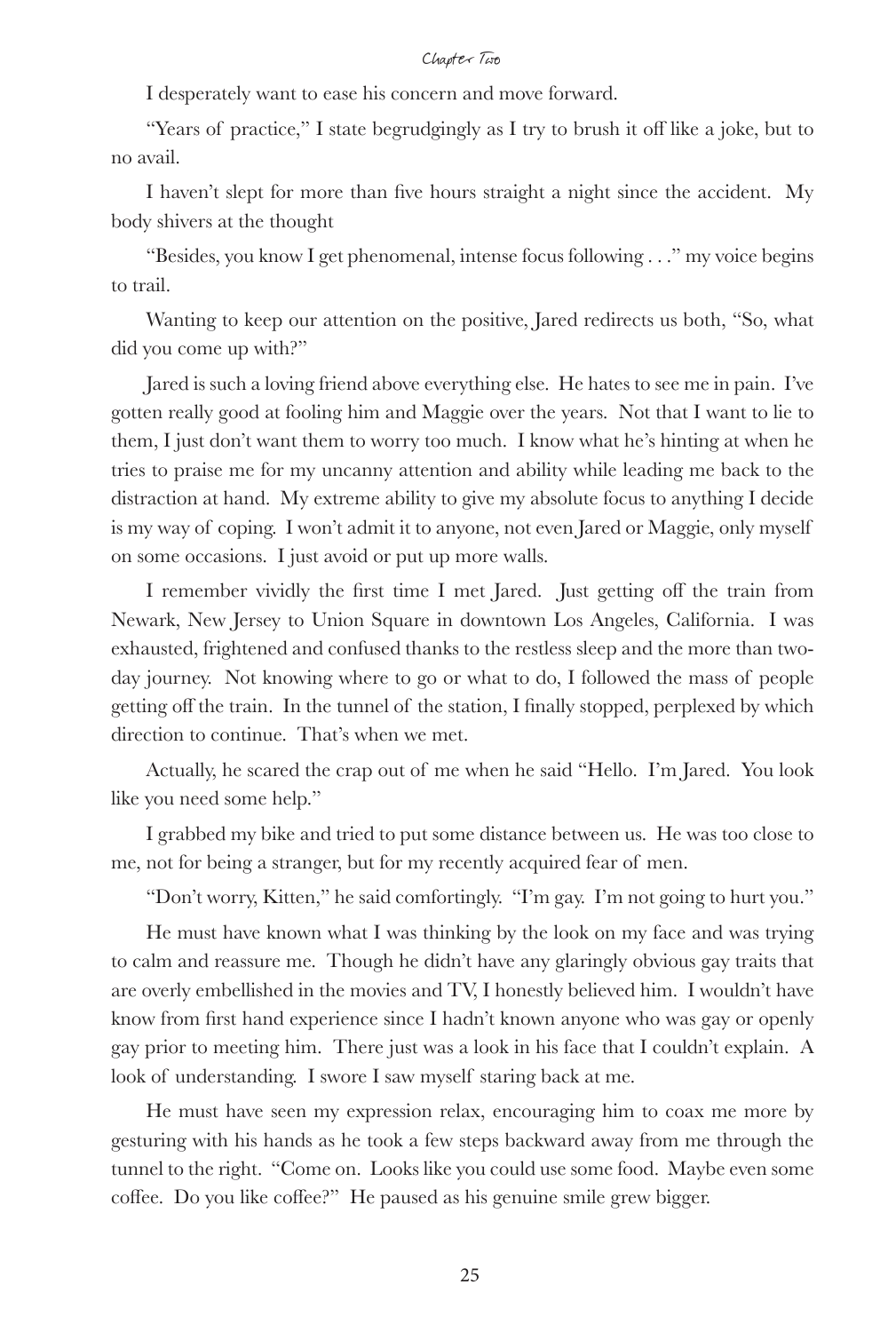I desperately want to ease his concern and move forward.

"Years of practice," I state begrudgingly as I try to brush it off like a joke, but to no avail.

I haven't slept for more than five hours straight a night since the accident. My body shivers at the thought

"Besides, you know I get phenomenal, intense focus following . . ." my voice begins to trail.

Wanting to keep our attention on the positive, Jared redirects us both, "So, what did you come up with?"

Jared is such a loving friend above everything else. He hates to see me in pain. I've gotten really good at fooling him and Maggie over the years. Not that I want to lie to them, I just don't want them to worry too much. I know what he's hinting at when he tries to praise me for my uncanny attention and ability while leading me back to the distraction at hand. My extreme ability to give my absolute focus to anything I decide is my way of coping. I won't admit it to anyone, not even Jared or Maggie, only myself on some occasions. I just avoid or put up more walls.

I remember vividly the first time I met Jared. Just getting off the train from Newark, New Jersey to Union Square in downtown Los Angeles, California. I was exhausted, frightened and confused thanks to the restless sleep and the more than two-day journey. Not knowing where to go or what to do, I followed the mass of people getting off the train. In the tunnel of the station, I finally stopped, perplexed by which direction to continue. That's when we met.

Actually, he scared the crap out of me when he said "Hello. I'm Jared. You look like you need some help."

I grabbed my bike and tried to put some distance between us. He was too close to me, not for being a stranger, but for my recently acquired fear of men.

"Don't worry, Kitten," he said comfortingly. "I'm gay. I'm not going to hurt you."

He must have known what I was thinking by the look on my face and was trying to calm and reassure me. Though he didn't have any glaringly obvious gay traits that are overly embellished in the movies and TV, I honestly believed him. I wouldn't have know from first hand experience since I hadn't known anyone who was gay or openly gay prior to meeting him. There just was a look in his face that I couldn't explain. A look of understanding. I swore I saw myself staring back at me.

He must have seen my expression relax, encouraging him to coax me more by gesturing with his hands as he took a few steps backward away from me through the tunnel to the right. "Come on. Looks like you could use some food. Maybe even some coffee. Do you like coffee?" He paused as his genuine smile grew bigger.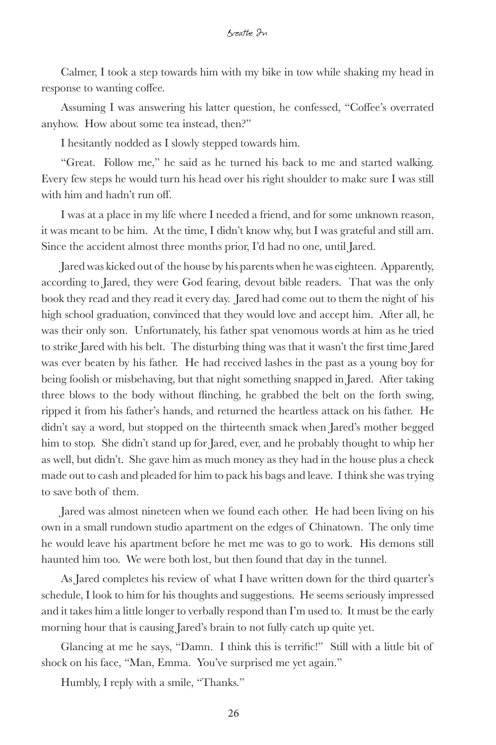Calmer, I took a step towards him with my bike in tow while shaking my head in response to wanting coffee.

Assuming I was answering his latter question, he confessed, "Coffee's overrated anyhow. How about some tea instead, then?"

I hesitantly nodded as I slowly stepped towards him.

"Great. Follow me," he said as he turned his back to me and started walking. Every few steps he would turn his head over his right shoulder to make sure I was still with him and hadn't run off.

I was at a place in my life where I needed a friend, and for some unknown reason, it was meant to be him. At the time, I didn't know why, but I was grateful and still am. Since the accident almost three months prior, I'd had no one, until Jared.

Jared was kicked out of the house by his parents when he was eighteen. Apparently, according to Jared, they were God fearing, devout bible readers. That was the only book they read and they read it every day. Jared had come out to them the night of his high school graduation, convinced that they would love and accept him. After all, he was their only son. Unfortunately, his father spat venomous words at him as he tried to strike Jared with his belt. The disturbing thing was that it wasn't the first time Jared was ever beaten by his father. He had received lashes in the past as a young boy for being foolish or misbehaving, but that night something snapped in Jared. After taking three blows to the body without flinching, he grabbed the belt on the forth swing, ripped it from his father's hands, and returned the heartless attack on his father. He didn't say a word, but stopped on the thirteenth smack when Jared's mother begged him to stop. She didn't stand up for Jared, ever, and he probably thought to whip her as well, but didn't. She gave him as much money as they had in the house plus a check made out to cash and pleaded for him to pack his bags and leave. I think she was trying to save both of them.

Jared was almost nineteen when we found each other. He had been living on his own in a small rundown studio apartment on the edges of Chinatown. The only time he would leave his apartment before he met me was to go to work. His demons still haunted him too. We were both lost, but then found that day in the tunnel.

As Jared completes his review of what I have written down for the third quarter's schedule, I look to him for his thoughts and suggestions. He seems seriously impressed and it takes him a little longer to verbally respond than I'm used to. It must be the early morning hour that is causing Jared's brain to not fully catch up quite yet.

Glancing at me he says, "Damn. I think this is terrific!" Still with a little bit of shock on his face, "Man, Emma. You've surprised me yet again."

Humbly, I reply with a smile, "Thanks."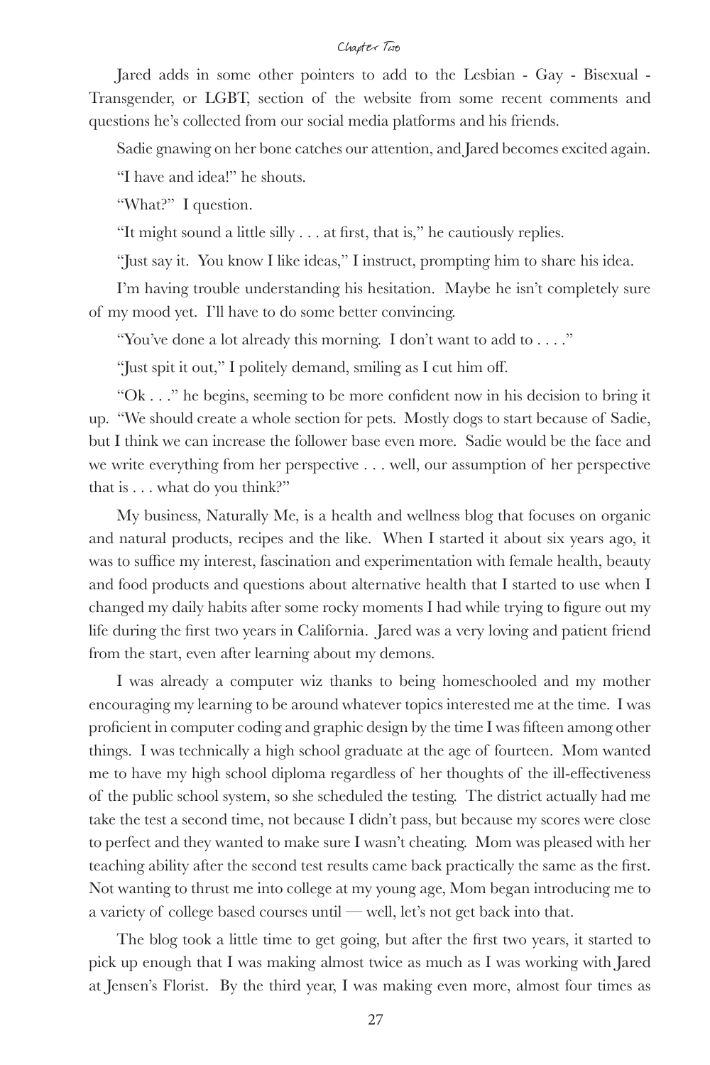Jared adds in some other pointers to add to the Lesbian - Gay - Bisexual - Transgender, or LGBT, section of the website from some recent comments and questions he's collected from our social media platforms and his friends.

Sadie gnawing on her bone catches our attention, and Jared becomes excited again.

"I have and idea!" he shouts.

"What?" I question.

"It might sound a little silly . . . at first, that is," he cautiously replies.

"Just say it. You know I like ideas," I instruct, prompting him to share his idea.

I'm having trouble understanding his hesitation. Maybe he isn't completely sure of my mood yet. I'll have to do some better convincing.

"You've done a lot already this morning. I don't want to add to . . . ."

"Just spit it out," I politely demand, smiling as I cut him off.

"Ok . . ." he begins, seeming to be more confident now in his decision to bring it up. "We should create a whole section for pets. Mostly dogs to start because of Sadie, but I think we can increase the follower base even more. Sadie would be the face and we write everything from her perspective . . . well, our assumption of her perspective that is . . . what do you think?"

My business, Naturally Me, is a health and wellness blog that focuses on organic and natural products, recipes and the like. When I started it about six years ago, it was to suffice my interest, fascination and experimentation with female health, beauty and food products and questions about alternative health that I started to use when I changed my daily habits after some rocky moments I had while trying to figure out my life during the first two years in California. Jared was a very loving and patient friend from the start, even after learning about my demons.

I was already a computer wiz thanks to being homeschooled and my mother encouraging my learning to be around whatever topics interested me at the time. I was proficient in computer coding and graphic design by the time I was fifteen among other things. I was technically a high school graduate at the age of fourteen. Mom wanted me to have my high school diploma regardless of her thoughts of the ill-effectiveness of the public school system, so she scheduled the testing. The district actually had me take the test a second time, not because I didn't pass, but because my scores were close to perfect and they wanted to make sure I wasn't cheating. Mom was pleased with her teaching ability after the second test results came back practically the same as the first. Not wanting to thrust me into college at my young age, Mom began introducing me to a variety of college based courses until — well, let's not get back into that.

The blog took a little time to get going, but after the first two years, it started to pick up enough that I was making almost twice as much as I was working with Jared at Jensen's Florist. By the third year, I was making even more, almost four times as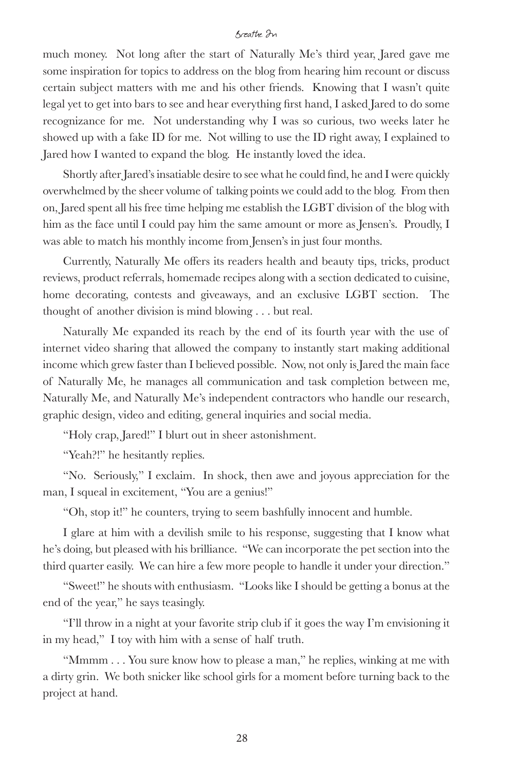much money. Not long after the start of Naturally Me's third year, Jared gave me some inspiration for topics to address on the blog from hearing him recount or discuss certain subject matters with me and his other friends. Knowing that I wasn't quite legal yet to get into bars to see and hear everything first hand, I asked Jared to do some recognizance for me. Not understanding why I was so curious, two weeks later he showed up with a fake ID for me. Not willing to use the ID right away, I explained to Jared how I wanted to expand the blog. He instantly loved the idea.

Shortly after Jared's insatiable desire to see what he could find, he and I were quickly overwhelmed by the sheer volume of talking points we could add to the blog. From then on, Jared spent all his free time helping me establish the LGBT division of the blog with him as the face until I could pay him the same amount or more as Jensen's. Proudly, I was able to match his monthly income from Jensen's in just four months.

Currently, Naturally Me offers its readers health and beauty tips, tricks, product reviews, product referrals, homemade recipes along with a section dedicated to cuisine, home decorating, contests and giveaways, and an exclusive LGBT section. The thought of another division is mind blowing . . . but real.

Naturally Me expanded its reach by the end of its fourth year with the use of internet video sharing that allowed the company to instantly start making additional income which grew faster than I believed possible. Now, not only is Jared the main face of Naturally Me, he manages all communication and task completion between me, Naturally Me, and Naturally Me's independent contractors who handle our research, graphic design, video and editing, general inquiries and social media.

"Holy crap, Jared!" I blurt out in sheer astonishment.

"Yeah?!" he hesitantly replies.

"No. Seriously," I exclaim. In shock, then awe and joyous appreciation for the man, I squeal in excitement, "You are a genius!"

"Oh, stop it!" he counters, trying to seem bashfully innocent and humble.

I glare at him with a devilish smile to his response, suggesting that I know what he's doing, but pleased with his brilliance. "We can incorporate the pet section into the third quarter easily. We can hire a few more people to handle it under your direction."

"Sweet!" he shouts with enthusiasm. "Looks like I should be getting a bonus at the end of the year," he says teasingly.

"I'll throw in a night at your favorite strip club if it goes the way I'm envisioning it in my head," I toy with him with a sense of half truth.

"Mmmm . . . You sure know how to please a man," he replies, winking at me with a dirty grin. We both snicker like school girls for a moment before turning back to the project at hand.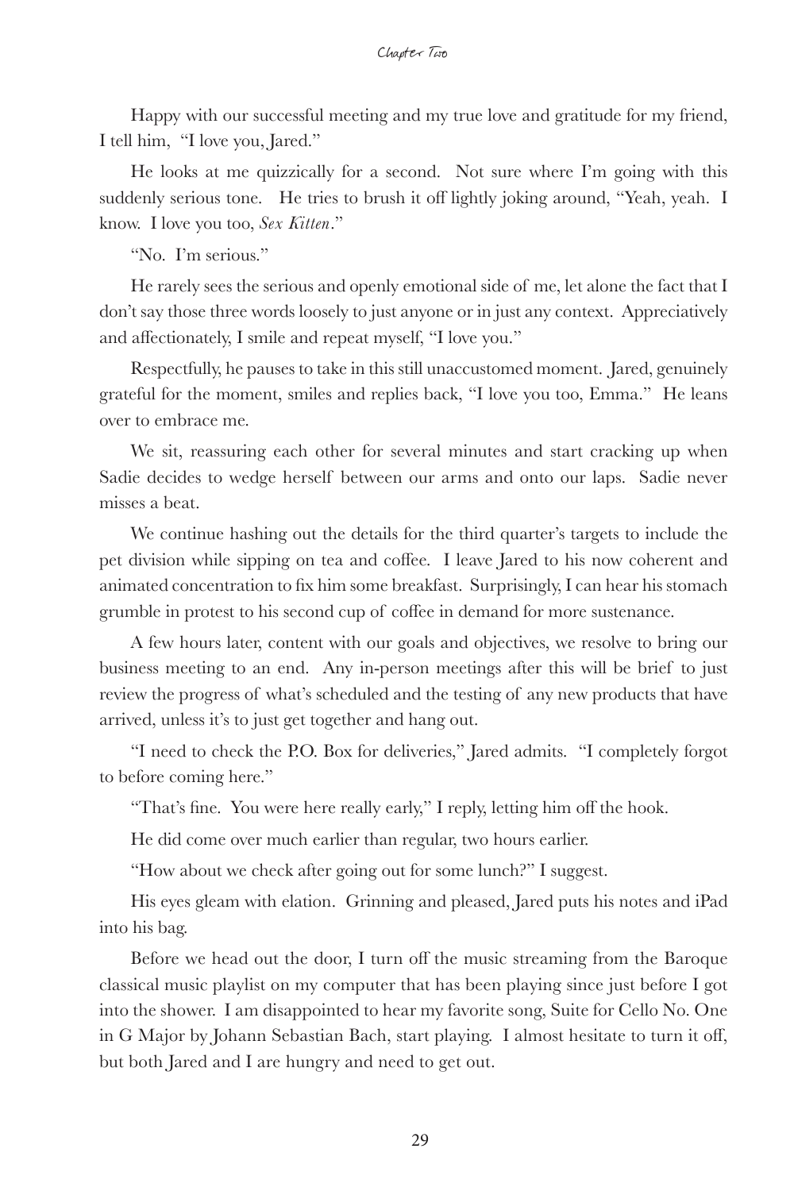Happy with our successful meeting and my true love and gratitude for my friend, I tell him, "I love you, Jared."

He looks at me quizzically for a second. Not sure where I'm going with this suddenly serious tone. He tries to brush it off lightly joking around, "Yeah, yeah. I know. I love you too, *Sex Kitten*."

"No. I'm serious."

He rarely sees the serious and openly emotional side of me, let alone the fact that I don't say those three words loosely to just anyone or in just any context. Appreciatively and affectionately, I smile and repeat myself, "I love you."

Respectfully, he pauses to take in this still unaccustomed moment. Jared, genuinely grateful for the moment, smiles and replies back, "I love you too, Emma." He leans over to embrace me.

We sit, reassuring each other for several minutes and start cracking up when Sadie decides to wedge herself between our arms and onto our laps. Sadie never misses a beat.

We continue hashing out the details for the third quarter's targets to include the pet division while sipping on tea and coffee. I leave Jared to his now coherent and animated concentration to fix him some breakfast. Surprisingly, I can hear his stomach grumble in protest to his second cup of coffee in demand for more sustenance.

A few hours later, content with our goals and objectives, we resolve to bring our business meeting to an end. Any in-person meetings after this will be brief to just review the progress of what's scheduled and the testing of any new products that have arrived, unless it's to just get together and hang out.

"I need to check the P.O. Box for deliveries," Jared admits. "I completely forgot to before coming here."

"That's fine. You were here really early," I reply, letting him off the hook.

He did come over much earlier than regular, two hours earlier.

"How about we check after going out for some lunch?" I suggest.

His eyes gleam with elation. Grinning and pleased, Jared puts his notes and iPad into his bag.

Before we head out the door, I turn off the music streaming from the Baroque classical music playlist on my computer that has been playing since just before I got into the shower. I am disappointed to hear my favorite song, Suite for Cello No. One in G Major by Johann Sebastian Bach, start playing. I almost hesitate to turn it off, but both Jared and I are hungry and need to get out.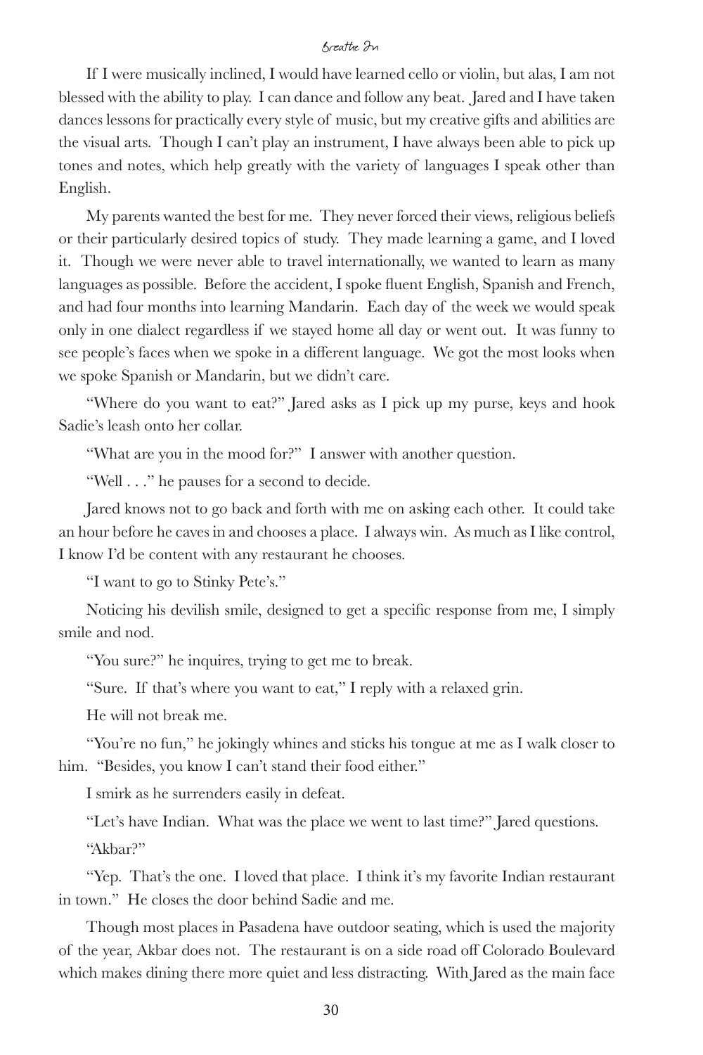If I were musically inclined, I would have learned cello or violin, but alas, I am not blessed with the ability to play. I can dance and follow any beat. Jared and I have taken dances lessons for practically every style of music, but my creative gifts and abilities are the visual arts. Though I can't play an instrument, I have always been able to pick up tones and notes, which help greatly with the variety of languages I speak other than English.

My parents wanted the best for me. They never forced their views, religious beliefs or their particularly desired topics of study. They made learning a game, and I loved it. Though we were never able to travel internationally, we wanted to learn as many languages as possible. Before the accident, I spoke fluent English, Spanish and French, and had four months into learning Mandarin. Each day of the week we would speak only in one dialect regardless if we stayed home all day or went out. It was funny to see people's faces when we spoke in a different language. We got the most looks when we spoke Spanish or Mandarin, but we didn't care.

"Where do you want to eat?" Jared asks as I pick up my purse, keys and hook Sadie's leash onto her collar.

"What are you in the mood for?" I answer with another question.

"Well . . ." he pauses for a second to decide.

Jared knows not to go back and forth with me on asking each other. It could take an hour before he caves in and chooses a place. I always win. As much as I like control, I know I'd be content with any restaurant he chooses.

"I want to go to Stinky Pete's."

Noticing his devilish smile, designed to get a specific response from me, I simply smile and nod.

"You sure?" he inquires, trying to get me to break.

"Sure. If that's where you want to eat," I reply with a relaxed grin.

He will not break me.

"You're no fun," he jokingly whines and sticks his tongue at me as I walk closer to him. "Besides, you know I can't stand their food either."

I smirk as he surrenders easily in defeat.

"Let's have Indian. What was the place we went to last time?" Jared questions.

"Akbar?"

"Yep. That's the one. I loved that place. I think it's my favorite Indian restaurant in town." He closes the door behind Sadie and me.

Though most places in Pasadena have outdoor seating, which is used the majority of the year, Akbar does not. The restaurant is on a side road off Colorado Boulevard which makes dining there more quiet and less distracting. With Jared as the main face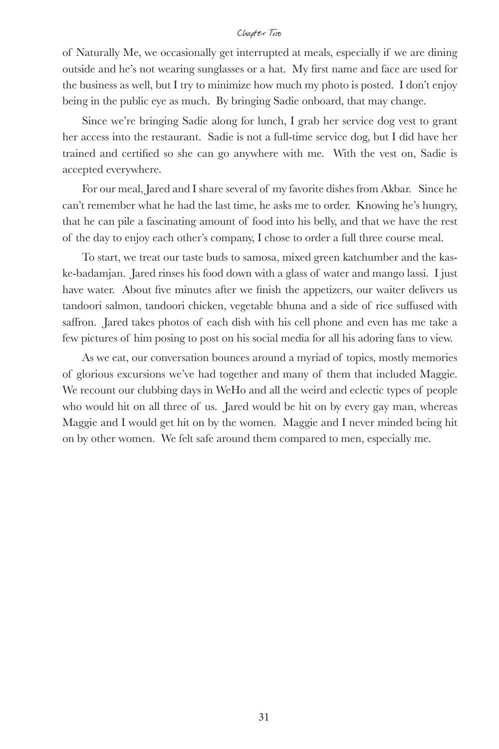of Naturally Me, we occasionally get interrupted at meals, especially if we are dining outside and he's not wearing sunglasses or a hat. My first name and face are used for the business as well, but I try to minimize how much my photo is posted. I don't enjoy being in the public eye as much. By bringing Sadie onboard, that may change.

Since we're bringing Sadie along for lunch, I grab her service dog vest to grant her access into the restaurant. Sadie is not a full-time service dog, but I did have her trained and certified so she can go anywhere with me. With the vest on, Sadie is accepted everywhere.

For our meal, Jared and I share several of my favorite dishes from Akbar. Since he can't remember what he had the last time, he asks me to order. Knowing he's hungry, that he can pile a fascinating amount of food into his belly, and that we have the rest of the day to enjoy each other's company, I chose to order a full three course meal.

To start, we treat our taste buds to samosa, mixed green katchumber and the kaske-badamjan. Jared rinses his food down with a glass of water and mango lassi. I just have water. About five minutes after we finish the appetizers, our waiter delivers us tandoori salmon, tandoori chicken, vegetable bhuna and a side of rice suffused with saffron. Jared takes photos of each dish with his cell phone and even has me take a few pictures of him posing to post on his social media for all his adoring fans to view.

As we eat, our conversation bounces around a myriad of topics, mostly memories of glorious excursions we've had together and many of them that included Maggie. We recount our clubbing days in WeHo and all the weird and eclectic types of people who would hit on all three of us. Jared would be hit on by every gay man, whereas Maggie and I would get hit on by the women. Maggie and I never minded being hit on by other women. We felt safe around them compared to men, especially me.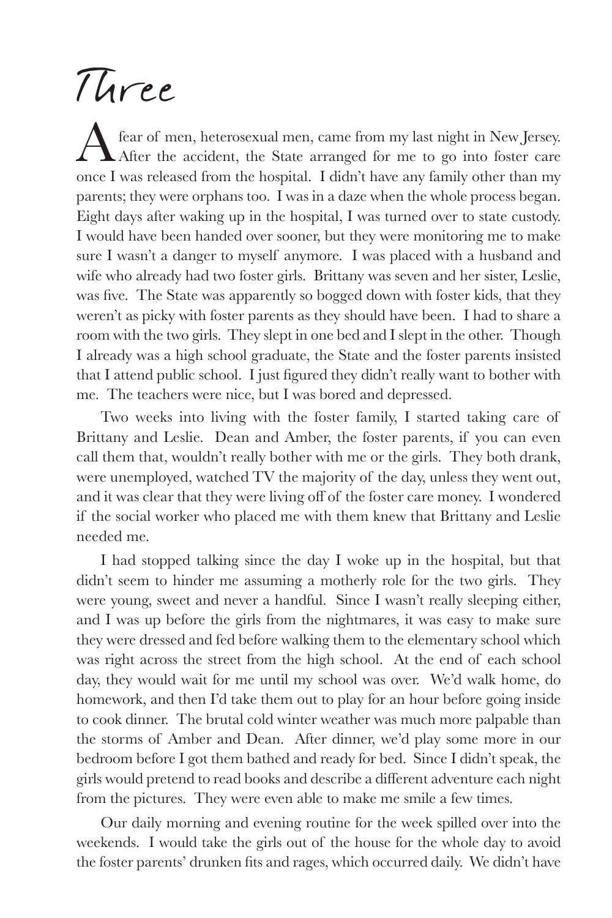# Three

A fear of men, heterosexual men, came from my last night in New Jersey. After the accident, the State arranged for me to go into foster care once I was released from the hospital. I didn't have any family other than my parents; they were orphans too. I was in a daze when the whole process began. Eight days after waking up in the hospital, I was turned over to state custody. I would have been handed over sooner, but they were monitoring me to make sure I wasn't a danger to myself anymore. I was placed with a husband and wife who already had two foster girls. Brittany was seven and her sister, Leslie, was five. The State was apparently so bogged down with foster kids, that they weren't as picky with foster parents as they should have been. I had to share a room with the two girls. They slept in one bed and I slept in the other. Though I already was a high school graduate, the State and the foster parents insisted that I attend public school. I just figured they didn't really want to bother with me. The teachers were nice, but I was bored and depressed.

Two weeks into living with the foster family, I started taking care of Brittany and Leslie. Dean and Amber, the foster parents, if you can even call them that, wouldn't really bother with me or the girls. They both drank, were unemployed, watched TV the majority of the day, unless they went out, and it was clear that they were living off of the foster care money. I wondered if the social worker who placed me with them knew that Brittany and Leslie needed me.

I had stopped talking since the day I woke up in the hospital, but that didn't seem to hinder me assuming a motherly role for the two girls. They were young, sweet and never a handful. Since I wasn't really sleeping either, and I was up before the girls from the nightmares, it was easy to make sure they were dressed and fed before walking them to the elementary school which was right across the street from the high school. At the end of each school day, they would wait for me until my school was over. We'd walk home, do homework, and then I'd take them out to play for an hour before going inside to cook dinner. The brutal cold winter weather was much more palpable than the storms of Amber and Dean. After dinner, we'd play some more in our bedroom before I got them bathed and ready for bed. Since I didn't speak, the girls would pretend to read books and describe a different adventure each night from the pictures. They were even able to make me smile a few times.

Our daily morning and evening routine for the week spilled over into the weekends. I would take the girls out of the house for the whole day to avoid the foster parents' drunken fits and rages, which occurred daily. We didn't have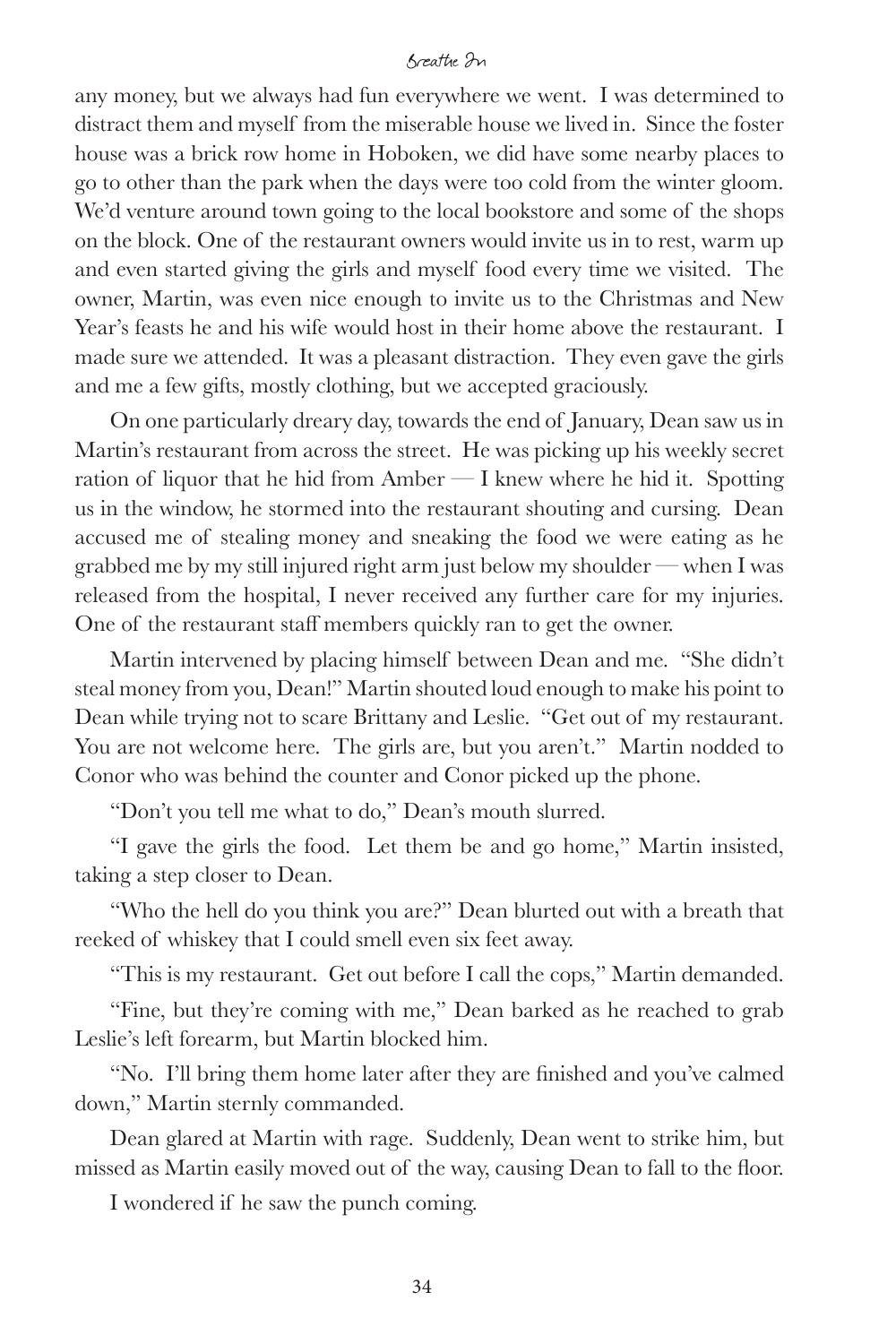any money, but we always had fun everywhere we went. I was determined to distract them and myself from the miserable house we lived in. Since the foster house was a brick row home in Hoboken, we did have some nearby places to go to other than the park when the days were too cold from the winter gloom. We'd venture around town going to the local bookstore and some of the shops on the block. One of the restaurant owners would invite us in to rest, warm up and even started giving the girls and myself food every time we visited. The owner, Martin, was even nice enough to invite us to the Christmas and New Year's feasts he and his wife would host in their home above the restaurant. I made sure we attended. It was a pleasant distraction. They even gave the girls and me a few gifts, mostly clothing, but we accepted graciously.

On one particularly dreary day, towards the end of January, Dean saw us in Martin's restaurant from across the street. He was picking up his weekly secret ration of liquor that he hid from Amber — I knew where he hid it. Spotting us in the window, he stormed into the restaurant shouting and cursing. Dean accused me of stealing money and sneaking the food we were eating as he grabbed me by my still injured right arm just below my shoulder — when I was released from the hospital, I never received any further care for my injuries. One of the restaurant staff members quickly ran to get the owner.

Martin intervened by placing himself between Dean and me. "She didn't steal money from you, Dean!" Martin shouted loud enough to make his point to Dean while trying not to scare Brittany and Leslie. "Get out of my restaurant. You are not welcome here. The girls are, but you aren't." Martin nodded to Conor who was behind the counter and Conor picked up the phone.

"Don't you tell me what to do," Dean's mouth slurred.

"I gave the girls the food. Let them be and go home," Martin insisted, taking a step closer to Dean.

"Who the hell do you think you are?" Dean blurted out with a breath that reeked of whiskey that I could smell even six feet away.

"This is my restaurant. Get out before I call the cops," Martin demanded.

"Fine, but they're coming with me," Dean barked as he reached to grab Leslie's left forearm, but Martin blocked him.

"No. I'll bring them home later after they are finished and you've calmed down," Martin sternly commanded.

Dean glared at Martin with rage. Suddenly, Dean went to strike him, but missed as Martin easily moved out of the way, causing Dean to fall to the floor.

I wondered if he saw the punch coming.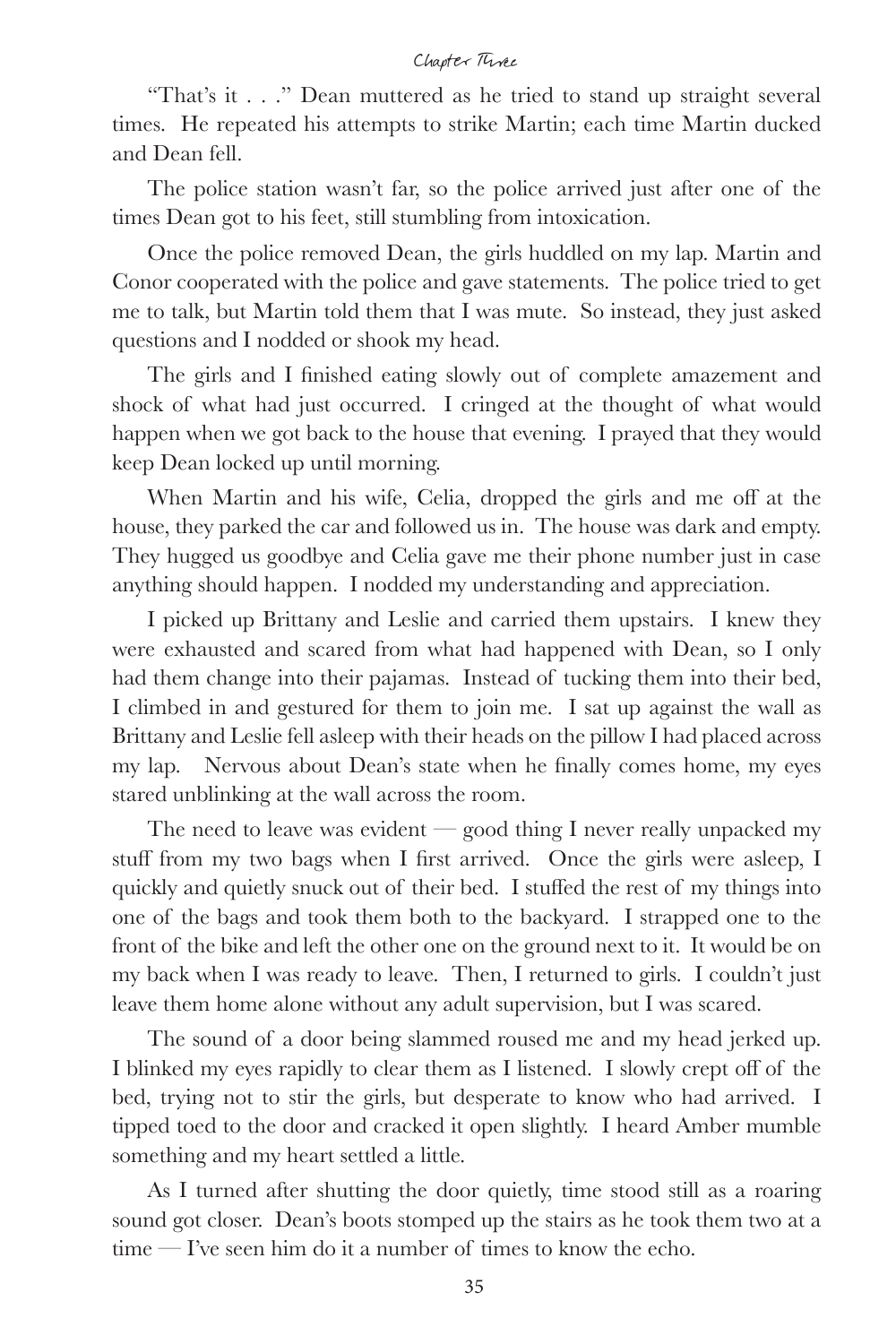"That's it . . ." Dean muttered as he tried to stand up straight several times. He repeated his attempts to strike Martin; each time Martin ducked and Dean fell.

The police station wasn't far, so the police arrived just after one of the times Dean got to his feet, still stumbling from intoxication.

Once the police removed Dean, the girls huddled on my lap. Martin and Conor cooperated with the police and gave statements. The police tried to get me to talk, but Martin told them that I was mute. So instead, they just asked questions and I nodded or shook my head.

The girls and I finished eating slowly out of complete amazement and shock of what had just occurred. I cringed at the thought of what would happen when we got back to the house that evening. I prayed that they would keep Dean locked up until morning.

When Martin and his wife, Celia, dropped the girls and me off at the house, they parked the car and followed us in. The house was dark and empty. They hugged us goodbye and Celia gave me their phone number just in case anything should happen. I nodded my understanding and appreciation.

I picked up Brittany and Leslie and carried them upstairs. I knew they were exhausted and scared from what had happened with Dean, so I only had them change into their pajamas. Instead of tucking them into their bed, I climbed in and gestured for them to join me. I sat up against the wall as Brittany and Leslie fell asleep with their heads on the pillow I had placed across my lap. Nervous about Dean's state when he finally comes home, my eyes stared unblinking at the wall across the room.

The need to leave was evident — good thing I never really unpacked my stuff from my two bags when I first arrived. Once the girls were asleep, I quickly and quietly snuck out of their bed. I stuffed the rest of my things into one of the bags and took them both to the backyard. I strapped one to the front of the bike and left the other one on the ground next to it. It would be on my back when I was ready to leave. Then, I returned to girls. I couldn't just leave them home alone without any adult supervision, but I was scared.

The sound of a door being slammed roused me and my head jerked up. I blinked my eyes rapidly to clear them as I listened. I slowly crept off of the bed, trying not to stir the girls, but desperate to know who had arrived. I tipped toed to the door and cracked it open slightly. I heard Amber mumble something and my heart settled a little.

As I turned after shutting the door quietly, time stood still as a roaring sound got closer. Dean's boots stomped up the stairs as he took them two at a time — I've seen him do it a number of times to know the echo.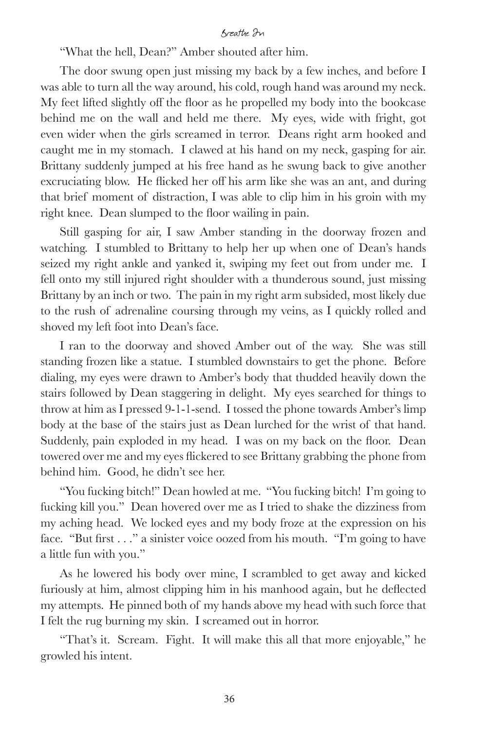"What the hell, Dean?" Amber shouted after him.

The door swung open just missing my back by a few inches, and before I was able to turn all the way around, his cold, rough hand was around my neck. My feet lifted slightly off the floor as he propelled my body into the bookcase behind me on the wall and held me there. My eyes, wide with fright, got even wider when the girls screamed in terror. Deans right arm hooked and caught me in my stomach. I clawed at his hand on my neck, gasping for air. Brittany suddenly jumped at his free hand as he swung back to give another excruciating blow. He flicked her off his arm like she was an ant, and during that brief moment of distraction, I was able to clip him in his groin with my right knee. Dean slumped to the floor wailing in pain.

Still gasping for air, I saw Amber standing in the doorway frozen and watching. I stumbled to Brittany to help her up when one of Dean's hands seized my right ankle and yanked it, swiping my feet out from under me. I fell onto my still injured right shoulder with a thunderous sound, just missing Brittany by an inch or two. The pain in my right arm subsided, most likely due to the rush of adrenaline coursing through my veins, as I quickly rolled and shoved my left foot into Dean's face.

I ran to the doorway and shoved Amber out of the way. She was still standing frozen like a statue. I stumbled downstairs to get the phone. Before dialing, my eyes were drawn to Amber's body that thudded heavily down the stairs followed by Dean staggering in delight. My eyes searched for things to throw at him as I pressed 9-1-1-send. I tossed the phone towards Amber's limp body at the base of the stairs just as Dean lurched for the wrist of that hand. Suddenly, pain exploded in my head. I was on my back on the floor. Dean towered over me and my eyes flickered to see Brittany grabbing the phone from behind him. Good, he didn't see her.

"You fucking bitch!" Dean howled at me. "You fucking bitch! I'm going to fucking kill you." Dean hovered over me as I tried to shake the dizziness from my aching head. We locked eyes and my body froze at the expression on his face. "But first . . ." a sinister voice oozed from his mouth. "I'm going to have a little fun with you."

As he lowered his body over mine, I scrambled to get away and kicked furiously at him, almost clipping him in his manhood again, but he deflected my attempts. He pinned both of my hands above my head with such force that I felt the rug burning my skin. I screamed out in horror.

"That's it. Scream. Fight. It will make this all that more enjoyable," he growled his intent.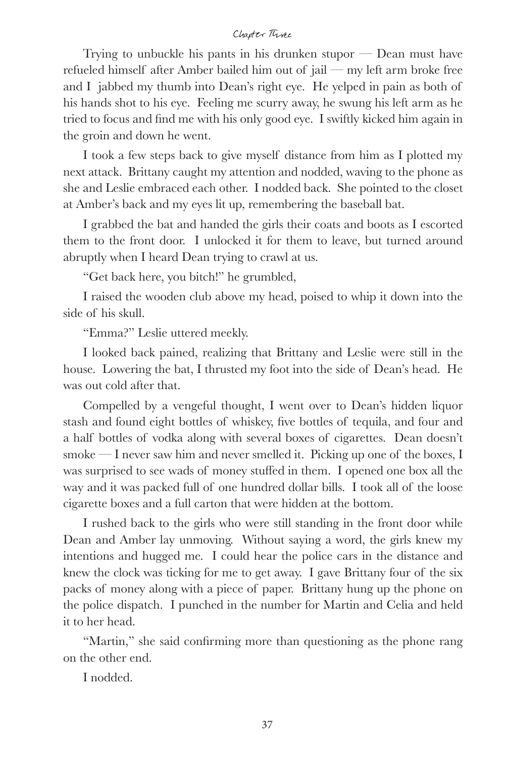Trying to unbuckle his pants in his drunken stupor — Dean must have refueled himself after Amber bailed him out of jail — my left arm broke free and I jabbed my thumb into Dean's right eye. He yelped in pain as both of his hands shot to his eye. Feeling me scurry away, he swung his left arm as he tried to focus and find me with his only good eye. I swiftly kicked him again in the groin and down he went.

I took a few steps back to give myself distance from him as I plotted my next attack. Brittany caught my attention and nodded, waving to the phone as she and Leslie embraced each other. I nodded back. She pointed to the closet at Amber's back and my eyes lit up, remembering the baseball bat.

I grabbed the bat and handed the girls their coats and boots as I escorted them to the front door. I unlocked it for them to leave, but turned around abruptly when I heard Dean trying to crawl at us.

"Get back here, you bitch!" he grumbled,

I raised the wooden club above my head, poised to whip it down into the side of his skull.

"Emma?" Leslie uttered meekly.

I looked back pained, realizing that Brittany and Leslie were still in the house. Lowering the bat, I thrusted my foot into the side of Dean's head. He was out cold after that.

Compelled by a vengeful thought, I went over to Dean's hidden liquor stash and found eight bottles of whiskey, five bottles of tequila, and four and a half bottles of vodka along with several boxes of cigarettes. Dean doesn't smoke — I never saw him and never smelled it. Picking up one of the boxes, I was surprised to see wads of money stuffed in them. I opened one box all the way and it was packed full of one hundred dollar bills. I took all of the loose cigarette boxes and a full carton that were hidden at the bottom.

I rushed back to the girls who were still standing in the front door while Dean and Amber lay unmoving. Without saying a word, the girls knew my intentions and hugged me. I could hear the police cars in the distance and knew the clock was ticking for me to get away. I gave Brittany four of the six packs of money along with a piece of paper. Brittany hung up the phone on the police dispatch. I punched in the number for Martin and Celia and held it to her head.

"Martin," she said confirming more than questioning as the phone rang on the other end.

I nodded.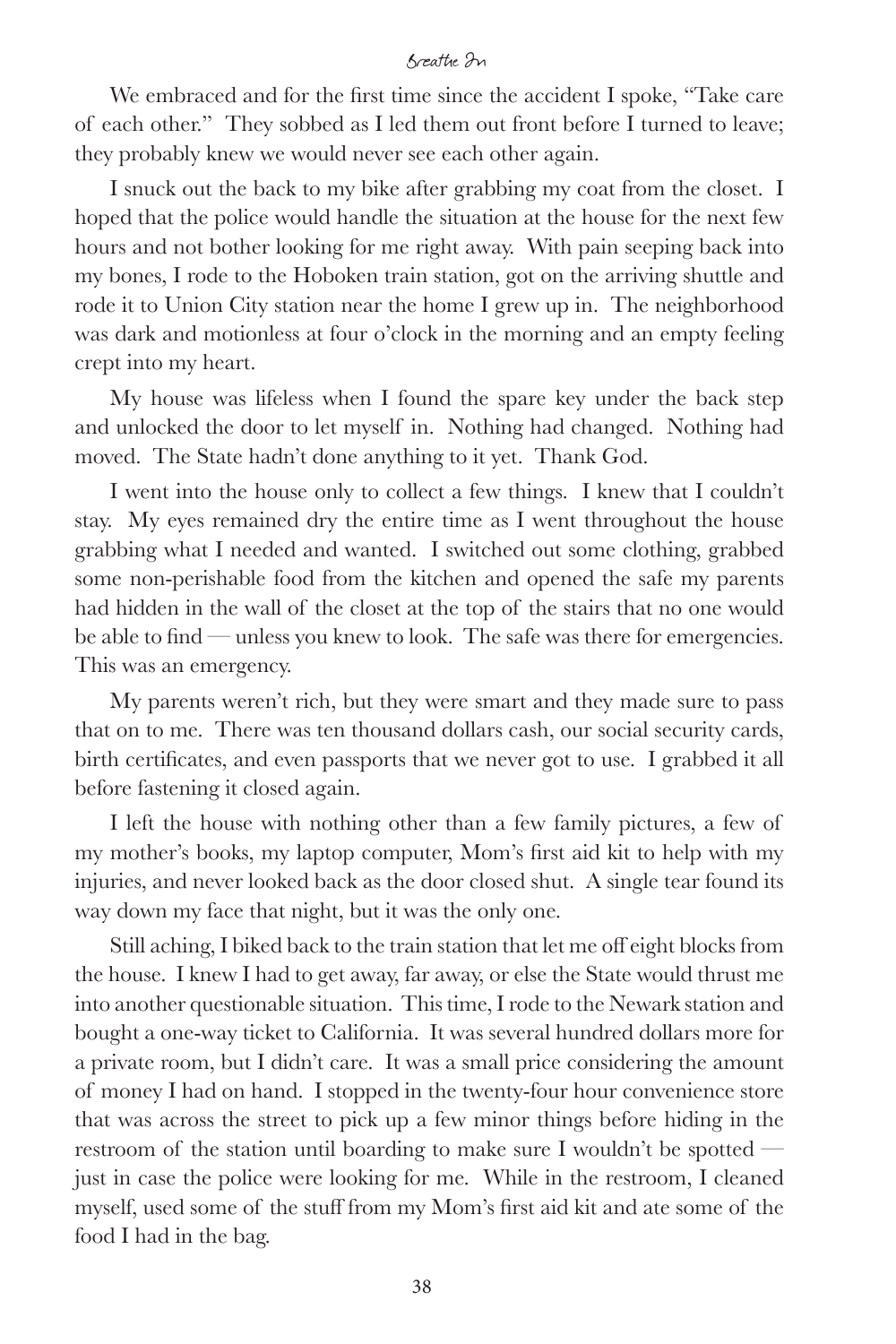We embraced and for the first time since the accident I spoke, "Take care of each other." They sobbed as I led them out front before I turned to leave; they probably knew we would never see each other again.

I snuck out the back to my bike after grabbing my coat from the closet. I hoped that the police would handle the situation at the house for the next few hours and not bother looking for me right away. With pain seeping back into my bones, I rode to the Hoboken train station, got on the arriving shuttle and rode it to Union City station near the home I grew up in. The neighborhood was dark and motionless at four o'clock in the morning and an empty feeling crept into my heart.

My house was lifeless when I found the spare key under the back step and unlocked the door to let myself in. Nothing had changed. Nothing had moved. The State hadn't done anything to it yet. Thank God.

I went into the house only to collect a few things. I knew that I couldn't stay. My eyes remained dry the entire time as I went throughout the house grabbing what I needed and wanted. I switched out some clothing, grabbed some non-perishable food from the kitchen and opened the safe my parents had hidden in the wall of the closet at the top of the stairs that no one would be able to find — unless you knew to look. The safe was there for emergencies. This was an emergency.

My parents weren't rich, but they were smart and they made sure to pass that on to me. There was ten thousand dollars cash, our social security cards, birth certificates, and even passports that we never got to use. I grabbed it all before fastening it closed again.

I left the house with nothing other than a few family pictures, a few of my mother's books, my laptop computer, Mom's first aid kit to help with my injuries, and never looked back as the door closed shut. A single tear found its way down my face that night, but it was the only one.

Still aching, I biked back to the train station that let me off eight blocks from the house. I knew I had to get away, far away, or else the State would thrust me into another questionable situation. This time, I rode to the Newark station and bought a one-way ticket to California. It was several hundred dollars more for a private room, but I didn't care. It was a small price considering the amount of money I had on hand. I stopped in the twenty-four hour convenience store that was across the street to pick up a few minor things before hiding in the restroom of the station until boarding to make sure I wouldn't be spotted — just in case the police were looking for me. While in the restroom, I cleaned myself, used some of the stuff from my Mom's first aid kit and ate some of the food I had in the bag.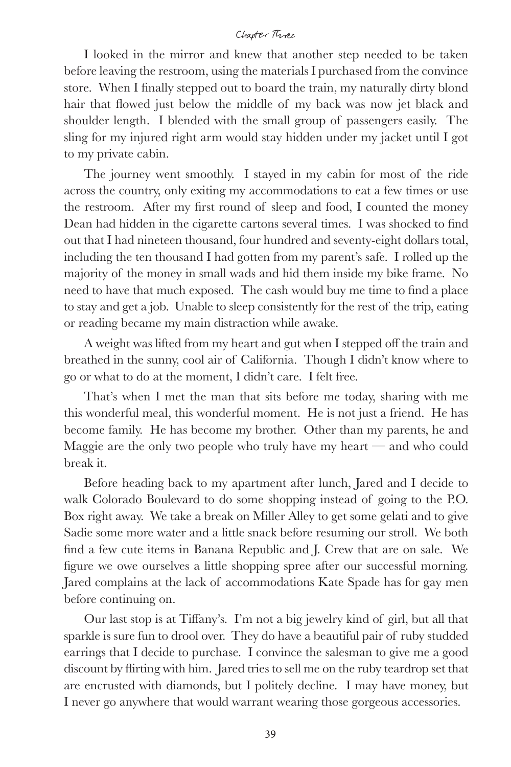I looked in the mirror and knew that another step needed to be taken before leaving the restroom, using the materials I purchased from the convince store. When I finally stepped out to board the train, my naturally dirty blond hair that flowed just below the middle of my back was now jet black and shoulder length. I blended with the small group of passengers easily. The sling for my injured right arm would stay hidden under my jacket until I got to my private cabin.

The journey went smoothly. I stayed in my cabin for most of the ride across the country, only exiting my accommodations to eat a few times or use the restroom. After my first round of sleep and food, I counted the money Dean had hidden in the cigarette cartons several times. I was shocked to find out that I had nineteen thousand, four hundred and seventy-eight dollars total, including the ten thousand I had gotten from my parent's safe. I rolled up the majority of the money in small wads and hid them inside my bike frame. No need to have that much exposed. The cash would buy me time to find a place to stay and get a job. Unable to sleep consistently for the rest of the trip, eating or reading became my main distraction while awake.

A weight was lifted from my heart and gut when I stepped off the train and breathed in the sunny, cool air of California. Though I didn't know where to go or what to do at the moment, I didn't care. I felt free.

That's when I met the man that sits before me today, sharing with me this wonderful meal, this wonderful moment. He is not just a friend. He has become family. He has become my brother. Other than my parents, he and Maggie are the only two people who truly have my heart — and who could break it.

Before heading back to my apartment after lunch, Jared and I decide to walk Colorado Boulevard to do some shopping instead of going to the P.O. Box right away. We take a break on Miller Alley to get some gelati and to give Sadie some more water and a little snack before resuming our stroll. We both find a few cute items in Banana Republic and J. Crew that are on sale. We figure we owe ourselves a little shopping spree after our successful morning. Jared complains at the lack of accommodations Kate Spade has for gay men before continuing on.

Our last stop is at Tiffany's. I'm not a big jewelry kind of girl, but all that sparkle is sure fun to drool over. They do have a beautiful pair of ruby studded earrings that I decide to purchase. I convince the salesman to give me a good discount by flirting with him. Jared tries to sell me on the ruby teardrop set that are encrusted with diamonds, but I politely decline. I may have money, but I never go anywhere that would warrant wearing those gorgeous accessories.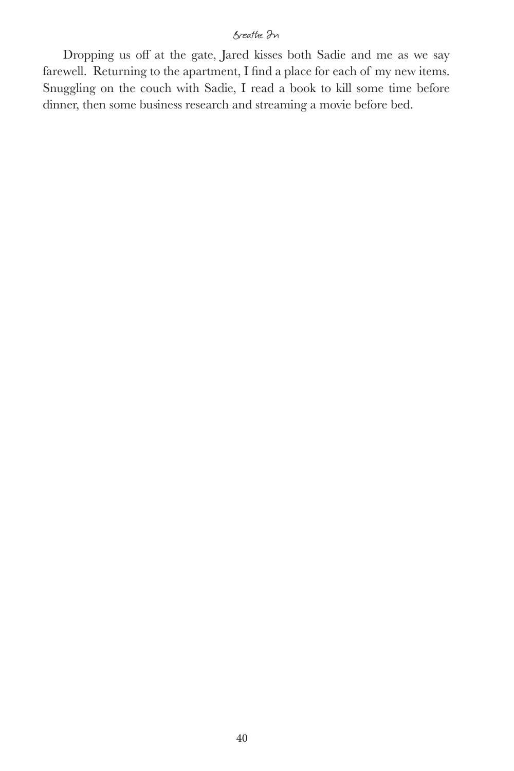Dropping us off at the gate, Jared kisses both Sadie and me as we say farewell. Returning to the apartment, I find a place for each of my new items. Snuggling on the couch with Sadie, I read a book to kill some time before dinner, then some business research and streaming a movie before bed.